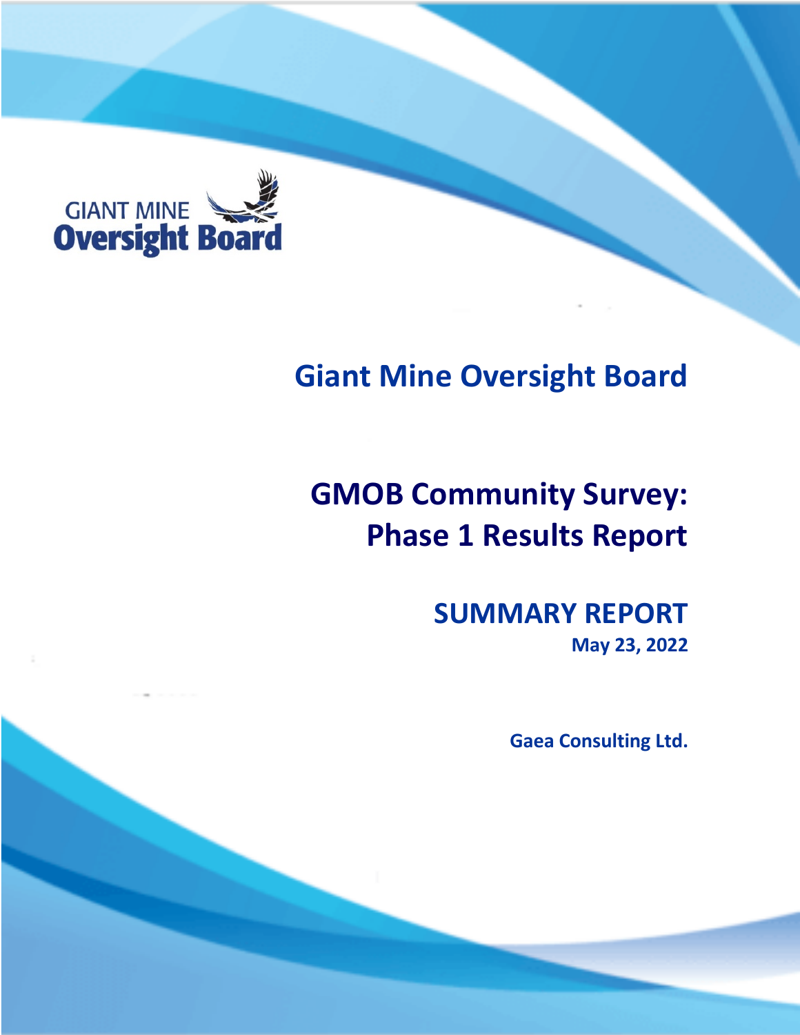GIANT MINE Oversight Board

# Giant Mine Oversight Board

# GMOB Community Survey: Phase 1 Results Report

## SUMMARY REPORT

**May 23, 2022**

**Gaea Consulting Ltd.**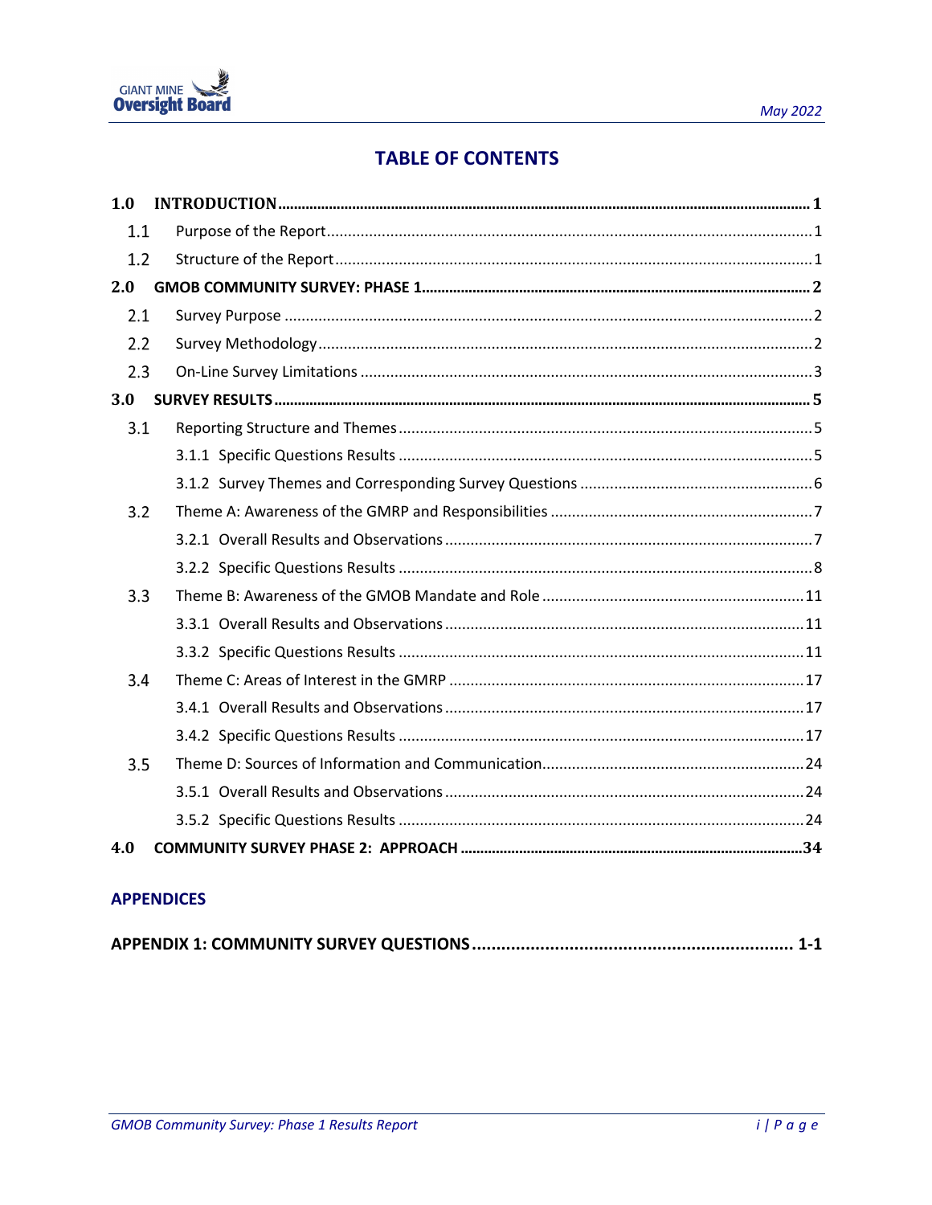# TABLE OF CONTENTS

| | | |
|---|---|---|
| **1.0** | **INTRODUCTION** | **1** |
| 1.1 | Purpose of the Report | 1 |
| 1.2 | Structure of the Report | 1 |
| **2.0** | **GMOB COMMUNITY SURVEY: PHASE 1** | **2** |
| 2.1 | Survey Purpose | 2 |
| 2.2 | Survey Methodology | 2 |
| 2.3 | On-Line Survey Limitations | 3 |
| **3.0** | **SURVEY RESULTS** | **5** |
| 3.1 | Reporting Structure and Themes | 5 |
| | 3.1.1 Specific Questions Results | 5 |
| | 3.1.2 Survey Themes and Corresponding Survey Questions | 6 |
| 3.2 | Theme A: Awareness of the GMRP and Responsibilities | 7 |
| | 3.2.1 Overall Results and Observations | 7 |
| | 3.2.2 Specific Questions Results | 8 |
| 3.3 | Theme B: Awareness of the GMOB Mandate and Role | 11 |
| | 3.3.1 Overall Results and Observations | 11 |
| | 3.3.2 Specific Questions Results | 11 |
| 3.4 | Theme C: Areas of Interest in the GMRP | 17 |
| | 3.4.1 Overall Results and Observations | 17 |
| | 3.4.2 Specific Questions Results | 17 |
| 3.5 | Theme D: Sources of Information and Communication | 24 |
| | 3.5.1 Overall Results and Observations | 24 |
| | 3.5.2 Specific Questions Results | 24 |
| **4.0** | **COMMUNITY SURVEY PHASE 2: APPROACH** | **34** |

## APPENDICES

| | |
|---|---|
| **APPENDIX 1: COMMUNITY SURVEY QUESTIONS** | **1-1** |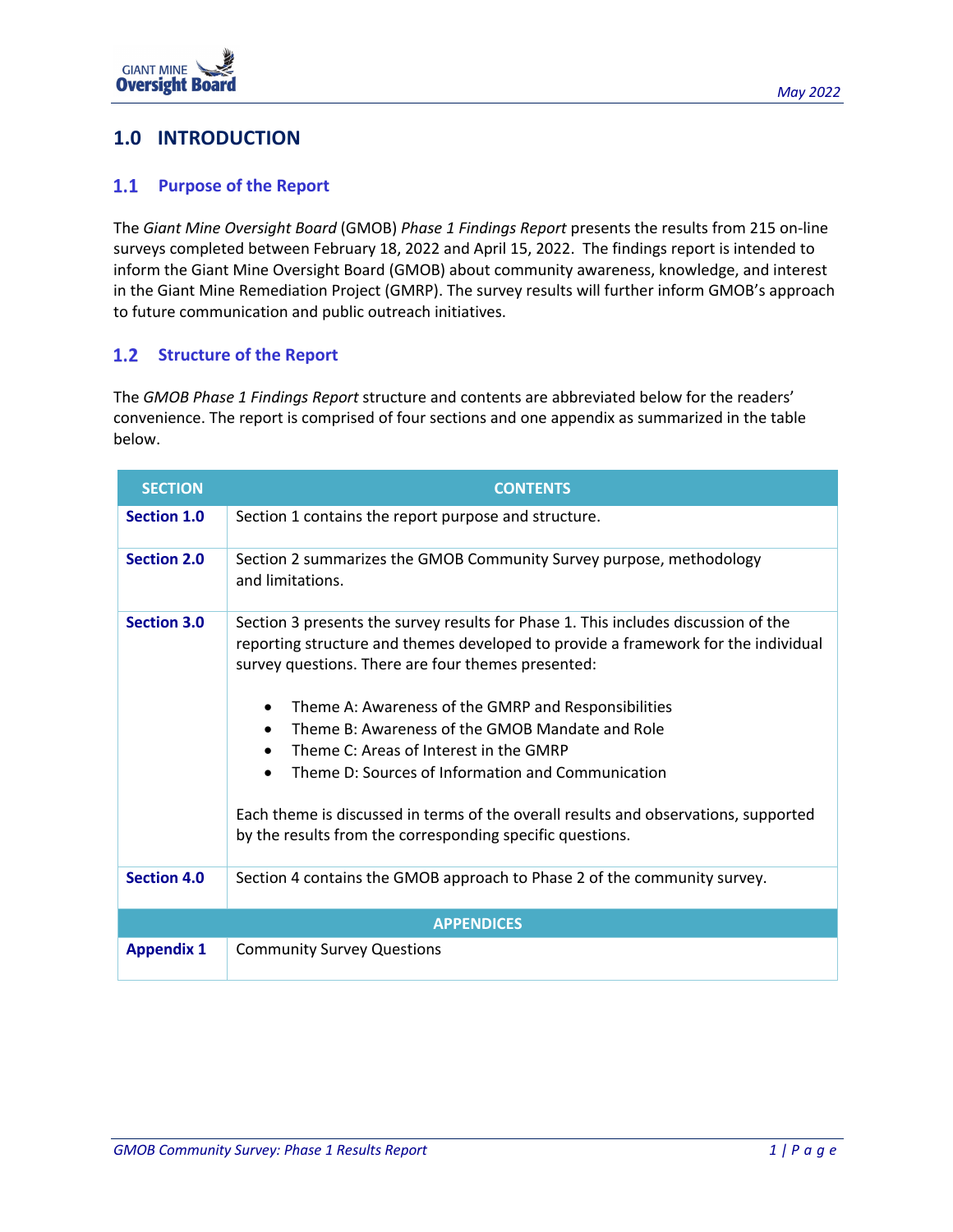# 1.0 INTRODUCTION

## 1.1 Purpose of the Report

The *Giant Mine Oversight Board* (GMOB) *Phase 1 Findings Report* presents the results from 215 on-line surveys completed between February 18, 2022 and April 15, 2022. The findings report is intended to inform the Giant Mine Oversight Board (GMOB) about community awareness, knowledge, and interest in the Giant Mine Remediation Project (GMRP). The survey results will further inform GMOB's approach to future communication and public outreach initiatives.

## 1.2 Structure of the Report

The *GMOB Phase 1 Findings Report* structure and contents are abbreviated below for the readers' convenience. The report is comprised of four sections and one appendix as summarized in the table below.

| SECTION | CONTENTS |
|---|---|
| **Section 1.0** | Section 1 contains the report purpose and structure. |
| **Section 2.0** | Section 2 summarizes the GMOB Community Survey purpose, methodology and limitations. |
| **Section 3.0** | Section 3 presents the survey results for Phase 1. This includes discussion of the reporting structure and themes developed to provide a framework for the individual survey questions. There are four themes presented:<br>• Theme A: Awareness of the GMRP and Responsibilities<br>• Theme B: Awareness of the GMOB Mandate and Role<br>• Theme C: Areas of Interest in the GMRP<br>• Theme D: Sources of Information and Communication<br><br>Each theme is discussed in terms of the overall results and observations, supported by the results from the corresponding specific questions. |
| **Section 4.0** | Section 4 contains the GMOB approach to Phase 2 of the community survey. |
| **APPENDICES** | |
| **Appendix 1** | Community Survey Questions |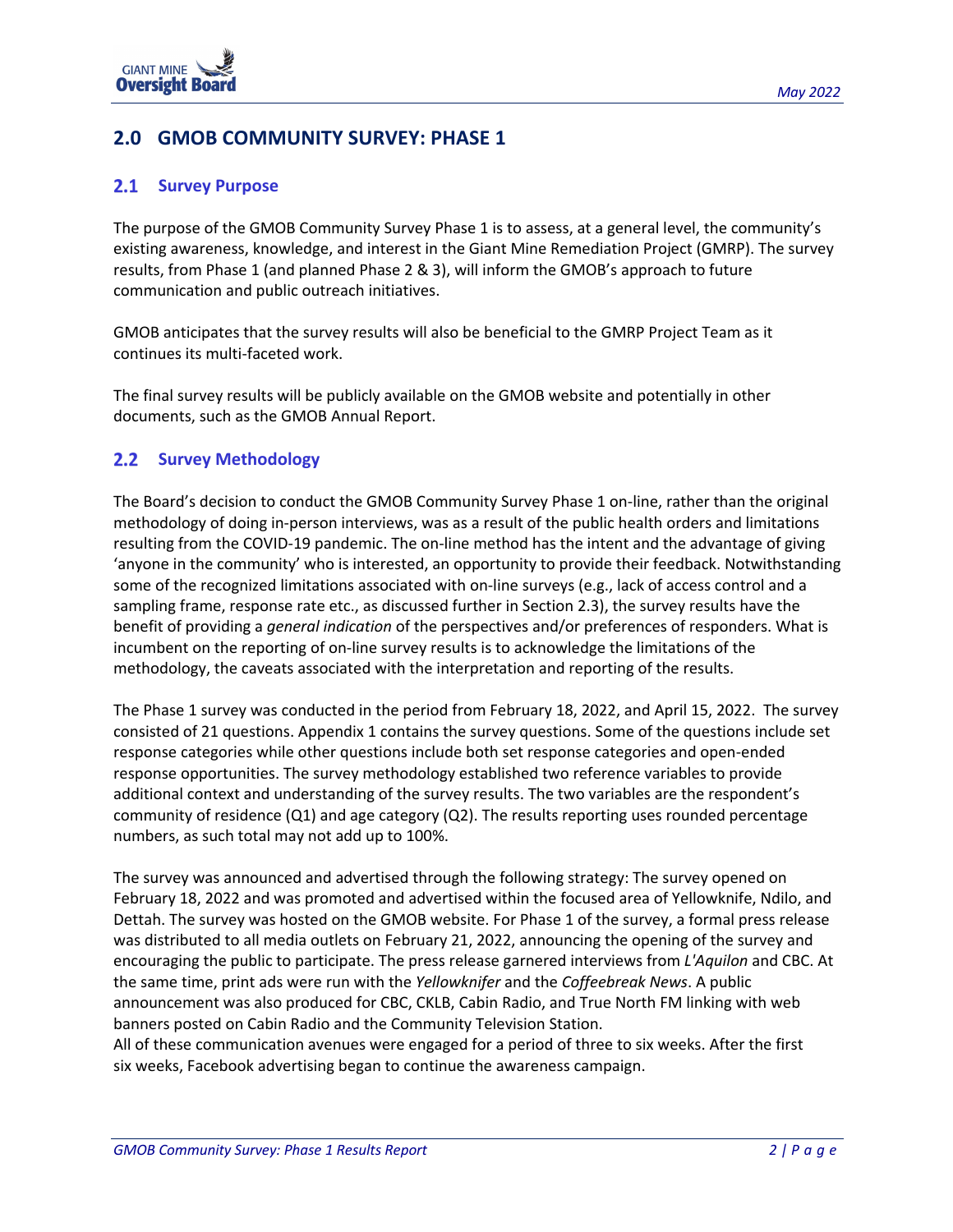## 2.0 GMOB COMMUNITY SURVEY: PHASE 1

### 2.1 Survey Purpose

The purpose of the GMOB Community Survey Phase 1 is to assess, at a general level, the community's existing awareness, knowledge, and interest in the Giant Mine Remediation Project (GMRP). The survey results, from Phase 1 (and planned Phase 2 & 3), will inform the GMOB's approach to future communication and public outreach initiatives.

GMOB anticipates that the survey results will also be beneficial to the GMRP Project Team as it continues its multi-faceted work.

The final survey results will be publicly available on the GMOB website and potentially in other documents, such as the GMOB Annual Report.

### 2.2 Survey Methodology

The Board's decision to conduct the GMOB Community Survey Phase 1 on-line, rather than the original methodology of doing in-person interviews, was as a result of the public health orders and limitations resulting from the COVID-19 pandemic. The on-line method has the intent and the advantage of giving 'anyone in the community' who is interested, an opportunity to provide their feedback. Notwithstanding some of the recognized limitations associated with on-line surveys (e.g., lack of access control and a sampling frame, response rate etc., as discussed further in Section 2.3), the survey results have the benefit of providing a *general indication* of the perspectives and/or preferences of responders. What is incumbent on the reporting of on-line survey results is to acknowledge the limitations of the methodology, the caveats associated with the interpretation and reporting of the results.

The Phase 1 survey was conducted in the period from February 18, 2022, and April 15, 2022. The survey consisted of 21 questions. Appendix 1 contains the survey questions. Some of the questions include set response categories while other questions include both set response categories and open-ended response opportunities. The survey methodology established two reference variables to provide additional context and understanding of the survey results. The two variables are the respondent's community of residence (Q1) and age category (Q2). The results reporting uses rounded percentage numbers, as such total may not add up to 100%.

The survey was announced and advertised through the following strategy: The survey opened on February 18, 2022 and was promoted and advertised within the focused area of Yellowknife, Ndilo, and Dettah. The survey was hosted on the GMOB website. For Phase 1 of the survey, a formal press release was distributed to all media outlets on February 21, 2022, announcing the opening of the survey and encouraging the public to participate. The press release garnered interviews from *L'Aquilon* and CBC. At the same time, print ads were run with the *Yellowknifer* and the *Coffeebreak News*. A public announcement was also produced for CBC, CKLB, Cabin Radio, and True North FM linking with web banners posted on Cabin Radio and the Community Television Station.
All of these communication avenues were engaged for a period of three to six weeks. After the first six weeks, Facebook advertising began to continue the awareness campaign.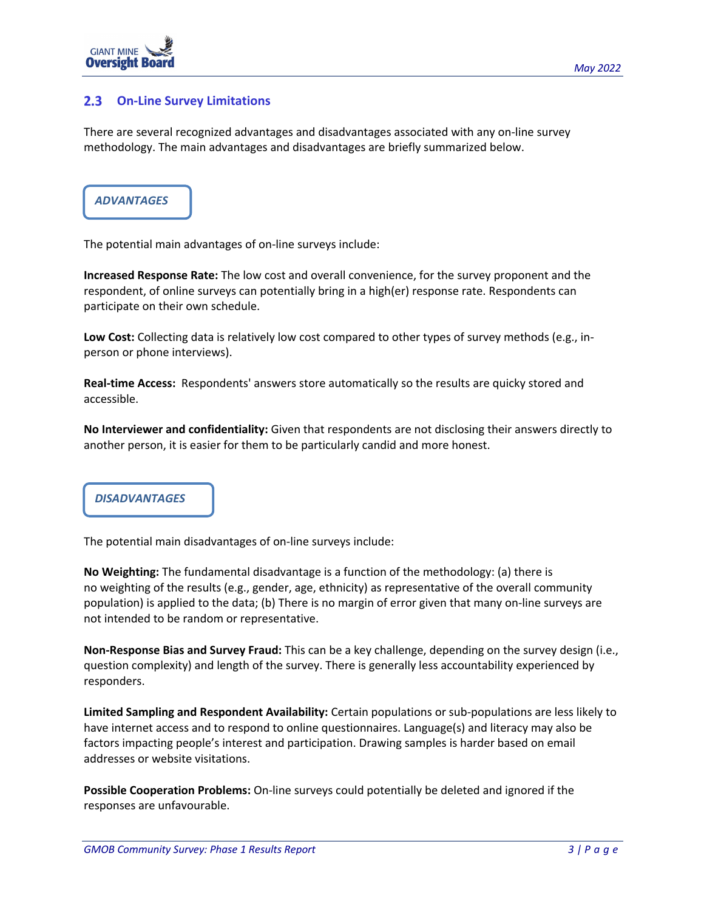## 2.3 On-Line Survey Limitations

There are several recognized advantages and disadvantages associated with any on-line survey methodology. The main advantages and disadvantages are briefly summarized below.

### *ADVANTAGES*

The potential main advantages of on-line surveys include:

**Increased Response Rate:** The low cost and overall convenience, for the survey proponent and the respondent, of online surveys can potentially bring in a high(er) response rate. Respondents can participate on their own schedule.

**Low Cost:** Collecting data is relatively low cost compared to other types of survey methods (e.g., in-person or phone interviews).

**Real-time Access:** Respondents' answers store automatically so the results are quicky stored and accessible.

**No Interviewer and confidentiality:** Given that respondents are not disclosing their answers directly to another person, it is easier for them to be particularly candid and more honest.

### *DISADVANTAGES*

The potential main disadvantages of on-line surveys include:

**No Weighting:** The fundamental disadvantage is a function of the methodology: (a) there is no weighting of the results (e.g., gender, age, ethnicity) as representative of the overall community population) is applied to the data; (b) There is no margin of error given that many on-line surveys are not intended to be random or representative.

**Non-Response Bias and Survey Fraud:** This can be a key challenge, depending on the survey design (i.e., question complexity) and length of the survey. There is generally less accountability experienced by responders.

**Limited Sampling and Respondent Availability:** Certain populations or sub-populations are less likely to have internet access and to respond to online questionnaires. Language(s) and literacy may also be factors impacting people's interest and participation. Drawing samples is harder based on email addresses or website visitations.

**Possible Cooperation Problems:** On-line surveys could potentially be deleted and ignored if the responses are unfavourable.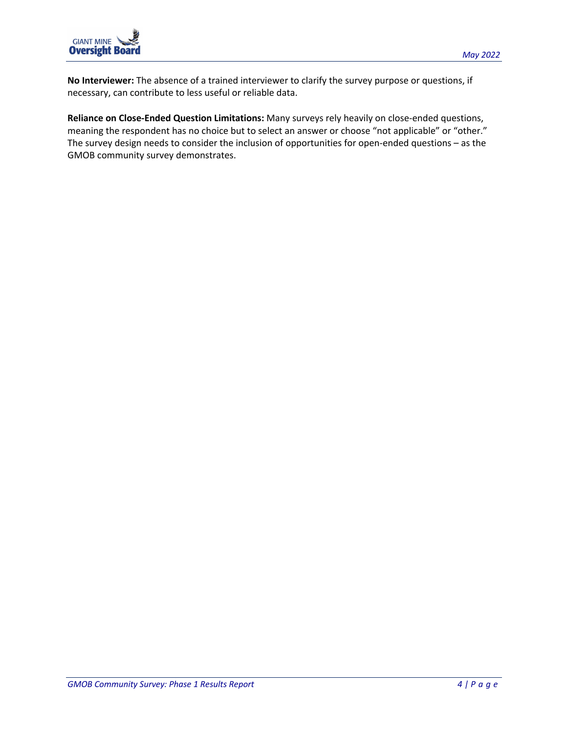**No Interviewer:** The absence of a trained interviewer to clarify the survey purpose or questions, if necessary, can contribute to less useful or reliable data.

**Reliance on Close-Ended Question Limitations:** Many surveys rely heavily on close-ended questions, meaning the respondent has no choice but to select an answer or choose "not applicable" or "other." The survey design needs to consider the inclusion of opportunities for open-ended questions – as the GMOB community survey demonstrates.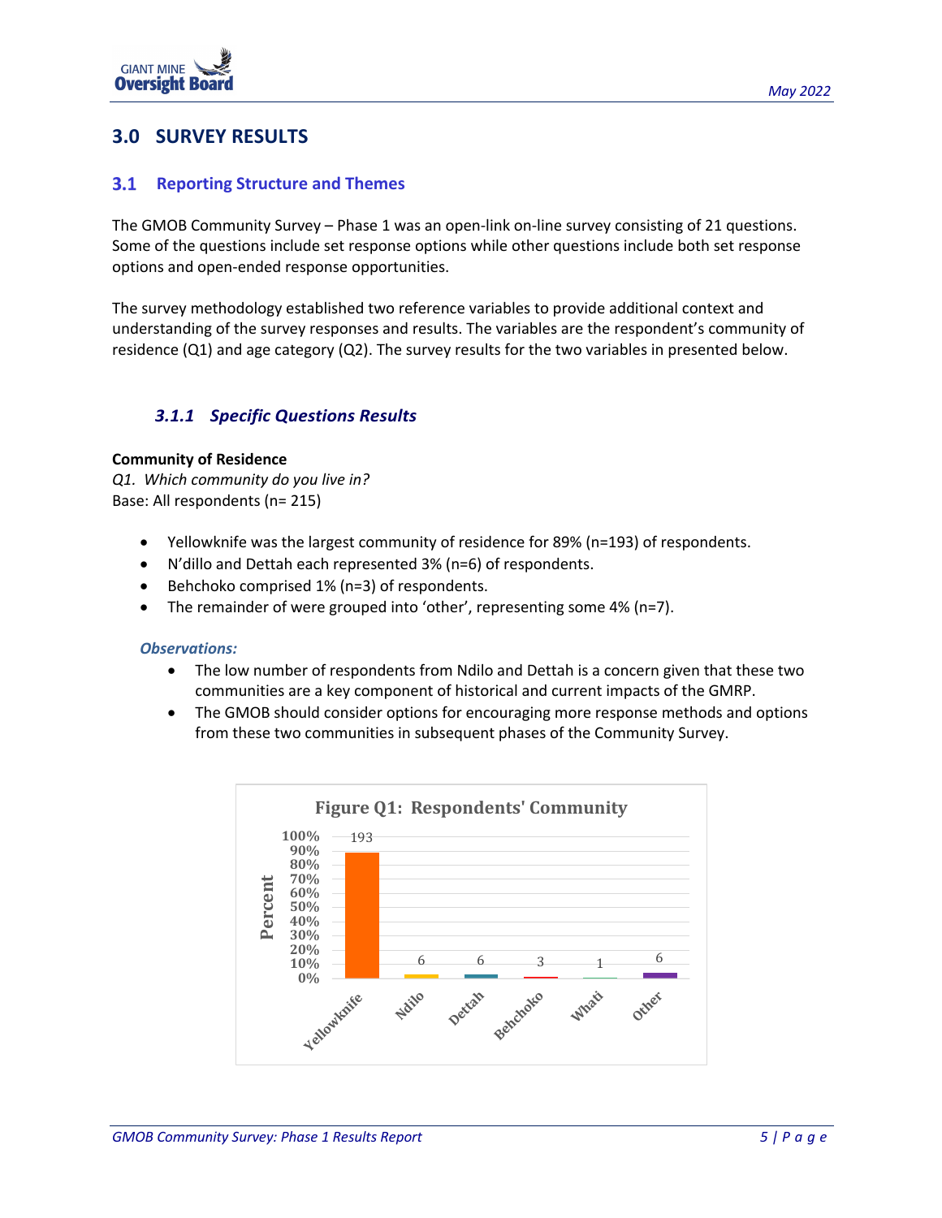# 3.0 SURVEY RESULTS

## 3.1 Reporting Structure and Themes

The GMOB Community Survey – Phase 1 was an open-link on-line survey consisting of 21 questions. Some of the questions include set response options while other questions include both set response options and open-ended response opportunities.

The survey methodology established two reference variables to provide additional context and understanding of the survey responses and results. The variables are the respondent's community of residence (Q1) and age category (Q2). The survey results for the two variables in presented below.

### *3.1.1 Specific Questions Results*

**Community of Residence**

*Q1. Which community do you live in?*

Base: All respondents (n= 215)

- Yellowknife was the largest community of residence for 89% (n=193) of respondents.
- N'dillo and Dettah each represented 3% (n=6) of respondents.
- Behchoko comprised 1% (n=3) of respondents.
- The remainder of were grouped into 'other', representing some 4% (n=7).

*Observations:*

- The low number of respondents from Ndilo and Dettah is a concern given that these two communities are a key component of historical and current impacts of the GMRP.
- The GMOB should consider options for encouraging more response methods and options from these two communities in subsequent phases of the Community Survey.

Figure Q1: Respondents' Community

Percent

100%
90%
80%
70%
60%
50%
40%
30%
20%
10%
0%

193
6
6
3
1
6

Yellowknife
Ndilo
Dettah
Behchoko
Whati
Other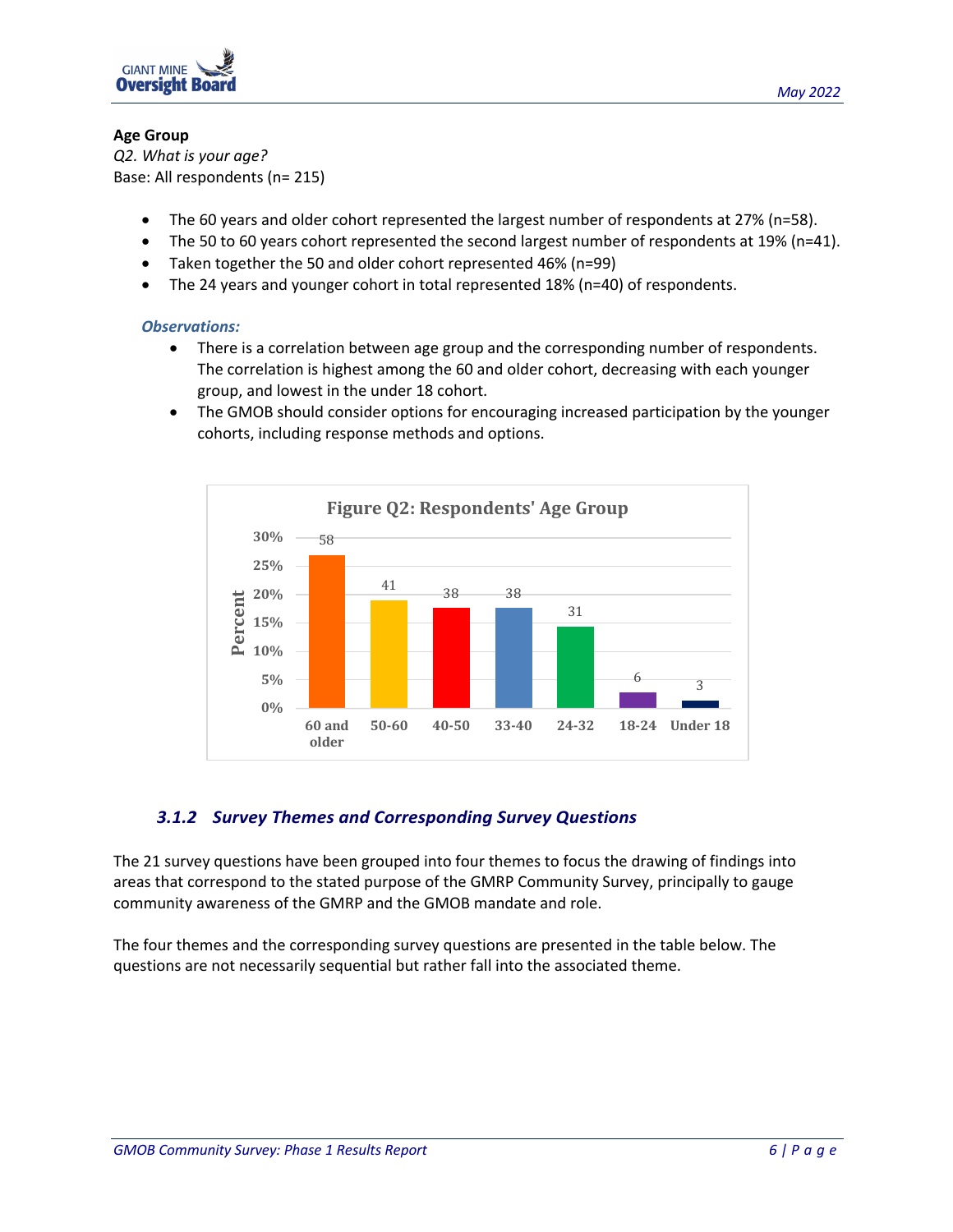**Age Group**

*Q2. What is your age?*

Base: All respondents (n= 215)

- The 60 years and older cohort represented the largest number of respondents at 27% (n=58).
- The 50 to 60 years cohort represented the second largest number of respondents at 19% (n=41).
- Taken together the 50 and older cohort represented 46% (n=99)
- The 24 years and younger cohort in total represented 18% (n=40) of respondents.

***Observations:***

- There is a correlation between age group and the corresponding number of respondents. The correlation is highest among the 60 and older cohort, decreasing with each younger group, and lowest in the under 18 cohort.
- The GMOB should consider options for encouraging increased participation by the younger cohorts, including response methods and options.

**Figure Q2: Respondents' Age Group**

Percent

30%
25%
20%
15%
10%
5%
0%

58
41
38
38
31
6
3

60 and older
50-60
40-50
33-40
24-32
18-24
Under 18

### *3.1.2 Survey Themes and Corresponding Survey Questions*

The 21 survey questions have been grouped into four themes to focus the drawing of findings into areas that correspond to the stated purpose of the GMRP Community Survey, principally to gauge community awareness of the GMRP and the GMOB mandate and role.

The four themes and the corresponding survey questions are presented in the table below. The questions are not necessarily sequential but rather fall into the associated theme.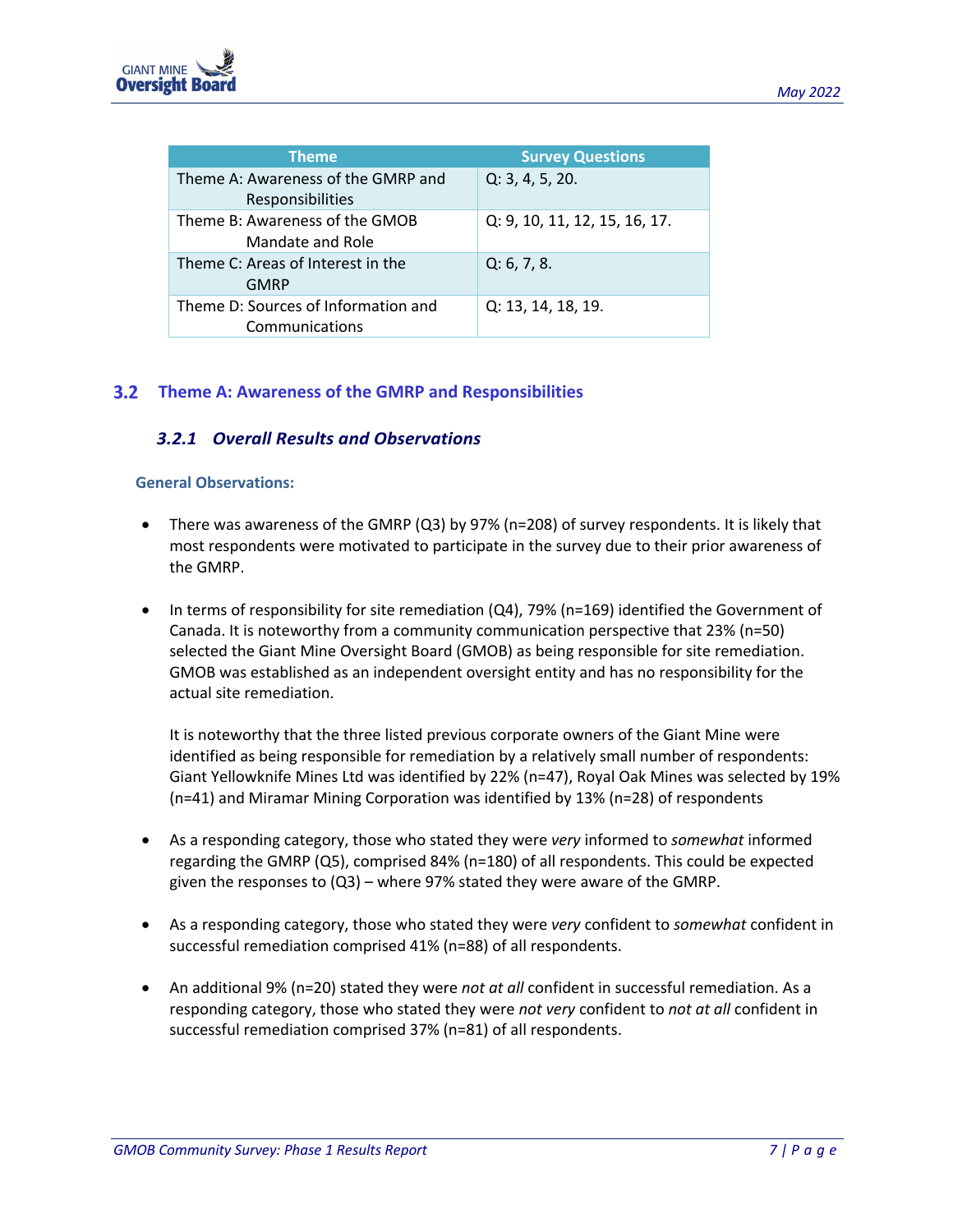| Theme | Survey Questions |
| --- | --- |
| Theme A: Awareness of the GMRP and Responsibilities | Q: 3, 4, 5, 20. |
| Theme B: Awareness of the GMOB Mandate and Role | Q: 9, 10, 11, 12, 15, 16, 17. |
| Theme C: Areas of Interest in the GMRP | Q: 6, 7, 8. |
| Theme D: Sources of Information and Communications | Q: 13, 14, 18, 19. |

## 3.2 Theme A: Awareness of the GMRP and Responsibilities

### 3.2.1 *Overall Results and Observations*

**General Observations:**

- There was awareness of the GMRP (Q3) by 97% (n=208) of survey respondents. It is likely that most respondents were motivated to participate in the survey due to their prior awareness of the GMRP.

- In terms of responsibility for site remediation (Q4), 79% (n=169) identified the Government of Canada. It is noteworthy from a community communication perspective that 23% (n=50) selected the Giant Mine Oversight Board (GMOB) as being responsible for site remediation. GMOB was established as an independent oversight entity and has no responsibility for the actual site remediation.

  It is noteworthy that the three listed previous corporate owners of the Giant Mine were identified as being responsible for remediation by a relatively small number of respondents: Giant Yellowknife Mines Ltd was identified by 22% (n=47), Royal Oak Mines was selected by 19% (n=41) and Miramar Mining Corporation was identified by 13% (n=28) of respondents

- As a responding category, those who stated they were *very* informed to *somewhat* informed regarding the GMRP (Q5), comprised 84% (n=180) of all respondents. This could be expected given the responses to (Q3) – where 97% stated they were aware of the GMRP.

- As a responding category, those who stated they were *very* confident to *somewhat* confident in successful remediation comprised 41% (n=88) of all respondents.

- An additional 9% (n=20) stated they were *not at all* confident in successful remediation. As a responding category, those who stated they were *not very* confident to *not at all* confident in successful remediation comprised 37% (n=81) of all respondents.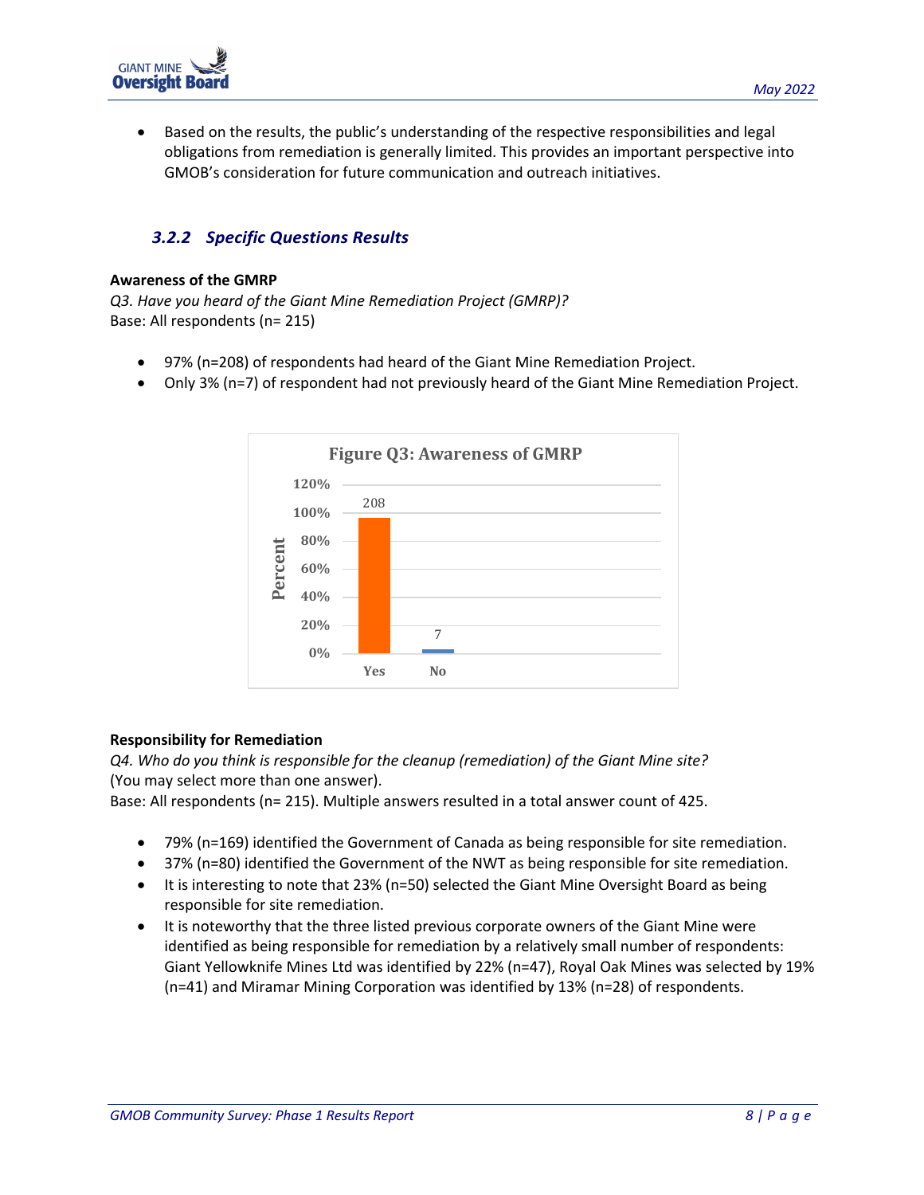- Based on the results, the public's understanding of the respective responsibilities and legal obligations from remediation is generally limited. This provides an important perspective into GMOB's consideration for future communication and outreach initiatives.

### *3.2.2 Specific Questions Results*

**Awareness of the GMRP**

*Q3. Have you heard of the Giant Mine Remediation Project (GMRP)?*
Base: All respondents (n= 215)

- 97% (n=208) of respondents had heard of the Giant Mine Remediation Project.
- Only 3% (n=7) of respondent had not previously heard of the Giant Mine Remediation Project.

Figure Q3: Awareness of GMRP

Percent

120%
100%
80%
60%
40%
20%
0%

208
7

Yes
No

**Responsibility for Remediation**

*Q4. Who do you think is responsible for the cleanup (remediation) of the Giant Mine site?*
(You may select more than one answer).
Base: All respondents (n= 215). Multiple answers resulted in a total answer count of 425.

- 79% (n=169) identified the Government of Canada as being responsible for site remediation.
- 37% (n=80) identified the Government of the NWT as being responsible for site remediation.
- It is interesting to note that 23% (n=50) selected the Giant Mine Oversight Board as being responsible for site remediation.
- It is noteworthy that the three listed previous corporate owners of the Giant Mine were identified as being responsible for remediation by a relatively small number of respondents: Giant Yellowknife Mines Ltd was identified by 22% (n=47), Royal Oak Mines was selected by 19% (n=41) and Miramar Mining Corporation was identified by 13% (n=28) of respondents.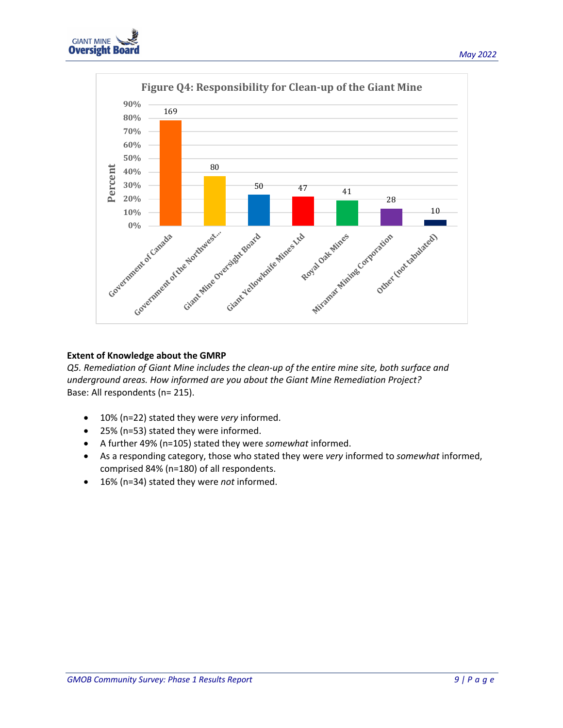Figure Q4: Responsibility for Clean-up of the Giant Mine

Percent

90%
80%
70%
60%
50%
40%
30%
20%
10%
0%

169
80
50
47
41
28
10

Government of Canada
Government of the Northwest...
Giant Mine Oversight Board
Giant Yellowknife Mines Ltd
Royal Oak Mines
Miramar Mining Corporation
Other (not tabulated)

**Extent of Knowledge about the GMRP**

*Q5. Remediation of Giant Mine includes the clean-up of the entire mine site, both surface and underground areas. How informed are you about the Giant Mine Remediation Project?*
Base: All respondents (n= 215).

- 10% (n=22) stated they were *very* informed.
- 25% (n=53) stated they were informed.
- A further 49% (n=105) stated they were *somewhat* informed.
- As a responding category, those who stated they were *very* informed to *somewhat* informed, comprised 84% (n=180) of all respondents.
- 16% (n=34) stated they were *not* informed.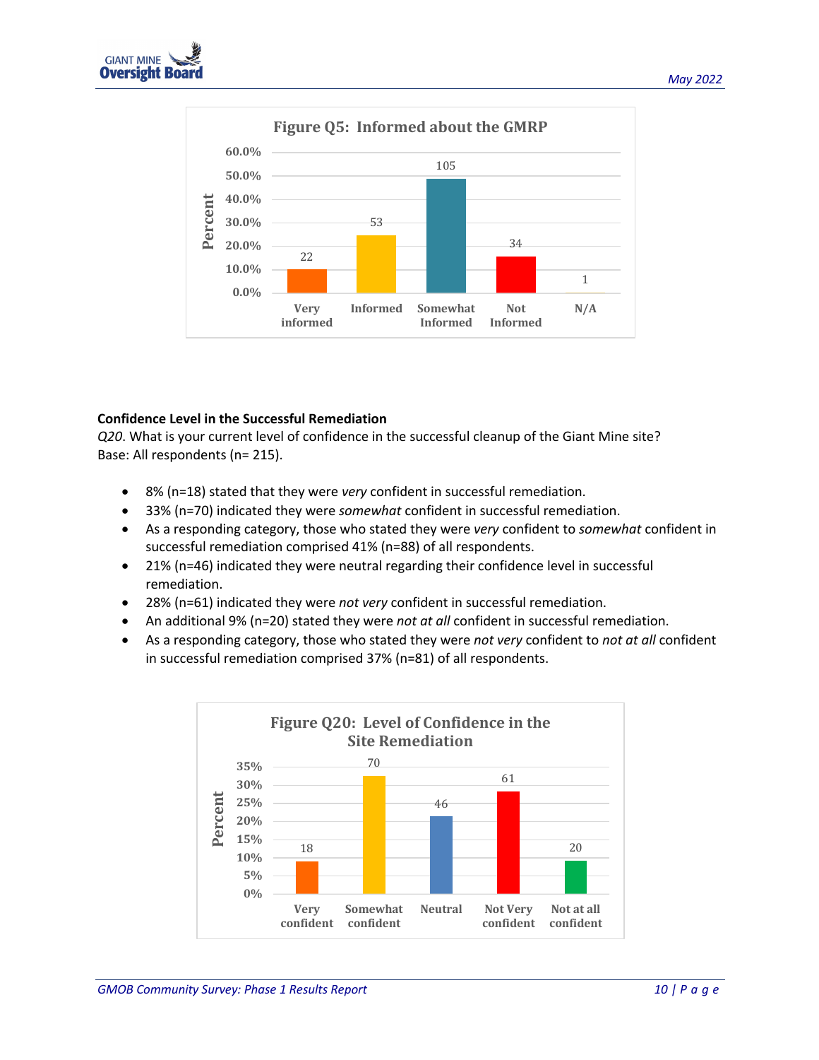Figure Q5: Informed about the GMRP

Percent

60.0%
50.0%
40.0%
30.0%
20.0%
10.0%
0.0%

22
53
105
34
1

Very informed
Informed
Somewhat Informed
Not Informed
N/A

**Confidence Level in the Successful Remediation**

*Q20*. What is your current level of confidence in the successful cleanup of the Giant Mine site? Base: All respondents (n= 215).

- 8% (n=18) stated that they were *very* confident in successful remediation.
- 33% (n=70) indicated they were *somewhat* confident in successful remediation.
- As a responding category, those who stated they were *very* confident to *somewhat* confident in successful remediation comprised 41% (n=88) of all respondents.
- 21% (n=46) indicated they were neutral regarding their confidence level in successful remediation.
- 28% (n=61) indicated they were *not very* confident in successful remediation.
- An additional 9% (n=20) stated they were *not at all* confident in successful remediation.
- As a responding category, those who stated they were *not very* confident to *not at all* confident in successful remediation comprised 37% (n=81) of all respondents.

Figure Q20: Level of Confidence in the Site Remediation

Percent

35%
30%
25%
20%
15%
10%
5%
0%

18
70
46
61
20

Very confident
Somewhat confident
Neutral
Not Very confident
Not at all confident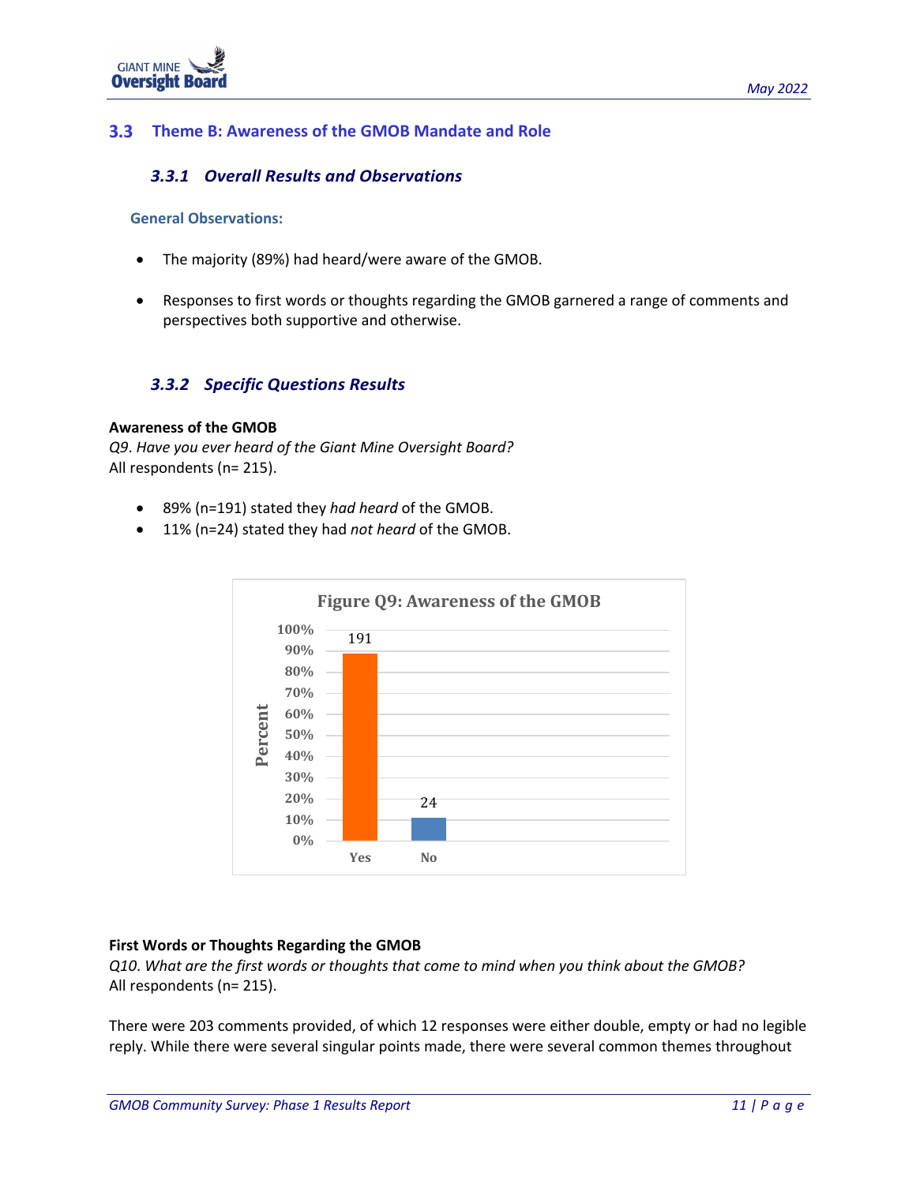## 3.3 Theme B: Awareness of the GMOB Mandate and Role

### *3.3.1 Overall Results and Observations*

**General Observations:**

- The majority (89%) had heard/were aware of the GMOB.
- Responses to first words or thoughts regarding the GMOB garnered a range of comments and perspectives both supportive and otherwise.

### *3.3.2 Specific Questions Results*

**Awareness of the GMOB**
*Q9. Have you ever heard of the Giant Mine Oversight Board?*
All respondents (n= 215).

- 89% (n=191) stated they *had heard* of the GMOB.
- 11% (n=24) stated they had *not heard* of the GMOB.

Figure Q9: Awareness of the GMOB

Percent

100%
90%
80%
70%
60%
50%
40%
30%
20%
10%
0%

191
24

Yes
No

**First Words or Thoughts Regarding the GMOB**
*Q10. What are the first words or thoughts that come to mind when you think about the GMOB?*
All respondents (n= 215).

There were 203 comments provided, of which 12 responses were either double, empty or had no legible reply. While there were several singular points made, there were several common themes throughout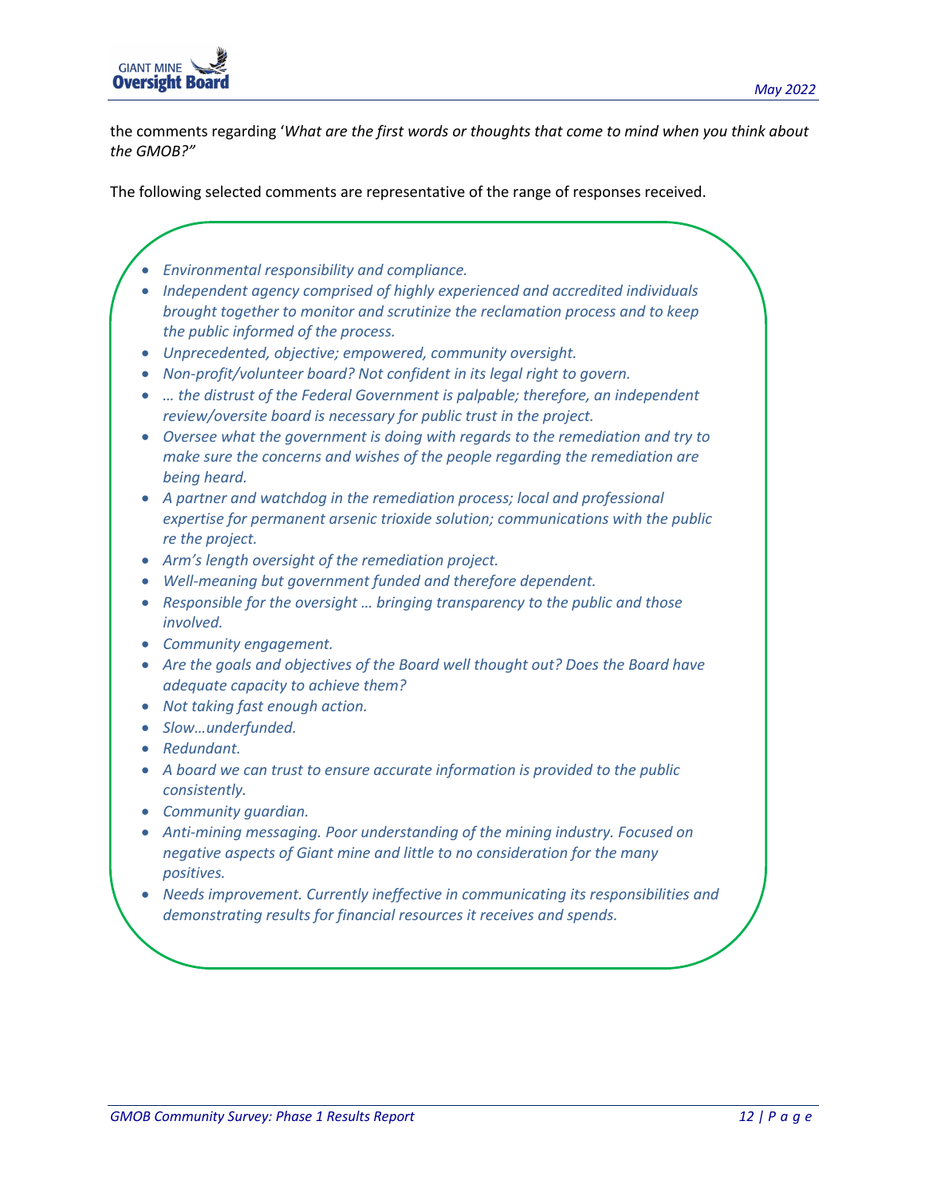the comments regarding '*What are the first words or thoughts that come to mind when you think about the GMOB?"*

The following selected comments are representative of the range of responses received.

- *Environmental responsibility and compliance.*
- *Independent agency comprised of highly experienced and accredited individuals brought together to monitor and scrutinize the reclamation process and to keep the public informed of the process.*
- *Unprecedented, objective; empowered, community oversight.*
- *Non-profit/volunteer board? Not confident in its legal right to govern.*
- *… the distrust of the Federal Government is palpable; therefore, an independent review/oversite board is necessary for public trust in the project.*
- *Oversee what the government is doing with regards to the remediation and try to make sure the concerns and wishes of the people regarding the remediation are being heard.*
- *A partner and watchdog in the remediation process; local and professional expertise for permanent arsenic trioxide solution; communications with the public re the project.*
- *Arm's length oversight of the remediation project.*
- *Well-meaning but government funded and therefore dependent.*
- *Responsible for the oversight … bringing transparency to the public and those involved.*
- *Community engagement.*
- *Are the goals and objectives of the Board well thought out? Does the Board have adequate capacity to achieve them?*
- *Not taking fast enough action.*
- *Slow…underfunded.*
- *Redundant.*
- *A board we can trust to ensure accurate information is provided to the public consistently.*
- *Community guardian.*
- *Anti-mining messaging. Poor understanding of the mining industry. Focused on negative aspects of Giant mine and little to no consideration for the many positives.*
- *Needs improvement. Currently ineffective in communicating its responsibilities and demonstrating results for financial resources it receives and spends.*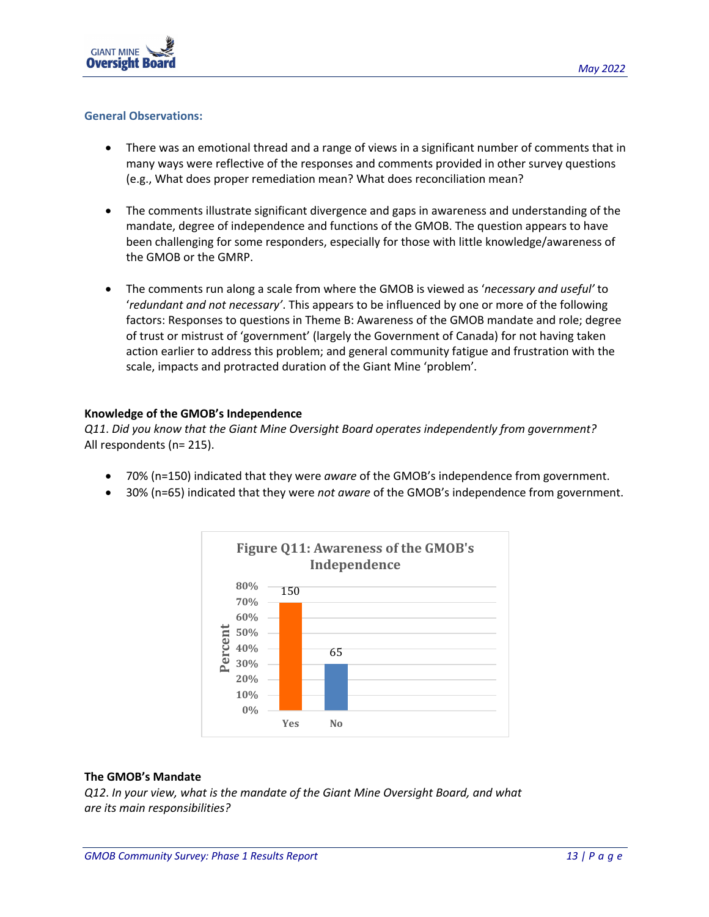### General Observations:

- There was an emotional thread and a range of views in a significant number of comments that in many ways were reflective of the responses and comments provided in other survey questions (e.g., What does proper remediation mean? What does reconciliation mean?

- The comments illustrate significant divergence and gaps in awareness and understanding of the mandate, degree of independence and functions of the GMOB. The question appears to have been challenging for some responders, especially for those with little knowledge/awareness of the GMOB or the GMRP.

- The comments run along a scale from where the GMOB is viewed as '*necessary and useful*' to '*redundant and not necessary*'. This appears to be influenced by one or more of the following factors: Responses to questions in Theme B: Awareness of the GMOB mandate and role; degree of trust or mistrust of 'government' (largely the Government of Canada) for not having taken action earlier to address this problem; and general community fatigue and frustration with the scale, impacts and protracted duration of the Giant Mine 'problem'.

**Knowledge of the GMOB's Independence**

*Q11. Did you know that the Giant Mine Oversight Board operates independently from government?*
All respondents (n= 215).

- 70% (n=150) indicated that they were *aware* of the GMOB's independence from government.
- 30% (n=65) indicated that they were *not aware* of the GMOB's independence from government.

Figure Q11: Awareness of the GMOB's Independence

Percent
80%
70%
60%
50%
40%
30%
20%
10%
0%

150
65

Yes
No

**The GMOB's Mandate**

*Q12. In your view, what is the mandate of the Giant Mine Oversight Board, and what are its main responsibilities?*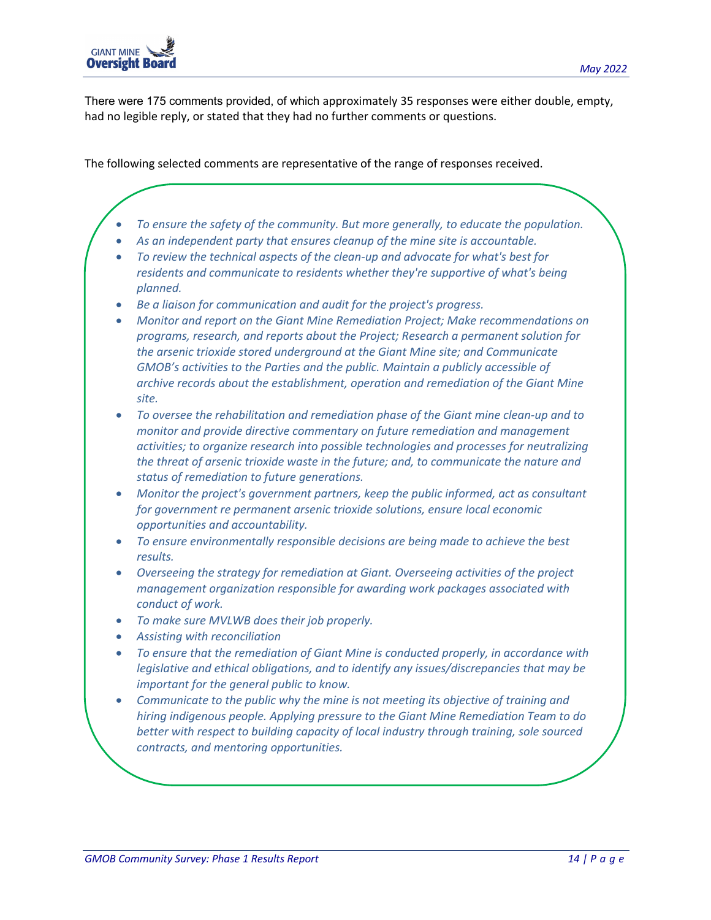There were 175 comments provided, of which approximately 35 responses were either double, empty, had no legible reply, or stated that they had no further comments or questions.

The following selected comments are representative of the range of responses received.

- *To ensure the safety of the community. But more generally, to educate the population.*
- *As an independent party that ensures cleanup of the mine site is accountable.*
- *To review the technical aspects of the clean-up and advocate for what's best for residents and communicate to residents whether they're supportive of what's being planned.*
- *Be a liaison for communication and audit for the project's progress.*
- *Monitor and report on the Giant Mine Remediation Project; Make recommendations on programs, research, and reports about the Project; Research a permanent solution for the arsenic trioxide stored underground at the Giant Mine site; and Communicate GMOB's activities to the Parties and the public. Maintain a publicly accessible of archive records about the establishment, operation and remediation of the Giant Mine site.*
- *To oversee the rehabilitation and remediation phase of the Giant mine clean-up and to monitor and provide directive commentary on future remediation and management activities; to organize research into possible technologies and processes for neutralizing the threat of arsenic trioxide waste in the future; and, to communicate the nature and status of remediation to future generations.*
- *Monitor the project's government partners, keep the public informed, act as consultant for government re permanent arsenic trioxide solutions, ensure local economic opportunities and accountability.*
- *To ensure environmentally responsible decisions are being made to achieve the best results.*
- *Overseeing the strategy for remediation at Giant. Overseeing activities of the project management organization responsible for awarding work packages associated with conduct of work.*
- *To make sure MVLWB does their job properly.*
- *Assisting with reconciliation*
- *To ensure that the remediation of Giant Mine is conducted properly, in accordance with legislative and ethical obligations, and to identify any issues/discrepancies that may be important for the general public to know.*
- *Communicate to the public why the mine is not meeting its objective of training and hiring indigenous people. Applying pressure to the Giant Mine Remediation Team to do better with respect to building capacity of local industry through training, sole sourced contracts, and mentoring opportunities.*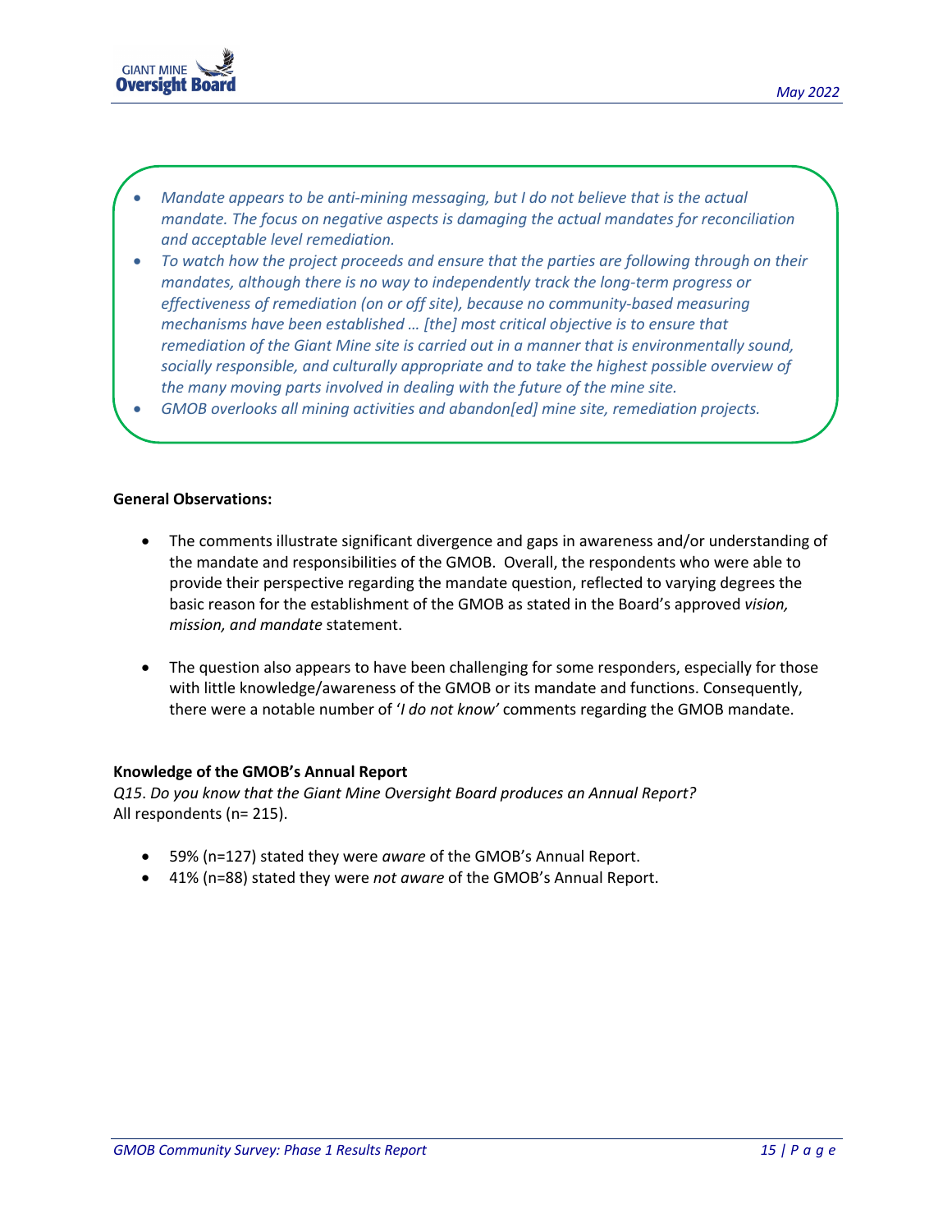- *Mandate appears to be anti-mining messaging, but I do not believe that is the actual mandate. The focus on negative aspects is damaging the actual mandates for reconciliation and acceptable level remediation.*
- *To watch how the project proceeds and ensure that the parties are following through on their mandates, although there is no way to independently track the long-term progress or effectiveness of remediation (on or off site), because no community-based measuring mechanisms have been established … [the] most critical objective is to ensure that remediation of the Giant Mine site is carried out in a manner that is environmentally sound, socially responsible, and culturally appropriate and to take the highest possible overview of the many moving parts involved in dealing with the future of the mine site.*
- *GMOB overlooks all mining activities and abandon[ed] mine site, remediation projects.*

**General Observations:**

- The comments illustrate significant divergence and gaps in awareness and/or understanding of the mandate and responsibilities of the GMOB. Overall, the respondents who were able to provide their perspective regarding the mandate question, reflected to varying degrees the basic reason for the establishment of the GMOB as stated in the Board's approved *vision, mission, and mandate* statement.

- The question also appears to have been challenging for some responders, especially for those with little knowledge/awareness of the GMOB or its mandate and functions. Consequently, there were a notable number of '*I do not know'* comments regarding the GMOB mandate.

**Knowledge of the GMOB's Annual Report**

*Q15*. *Do you know that the Giant Mine Oversight Board produces an Annual Report?*
All respondents (n= 215).

- 59% (n=127) stated they were *aware* of the GMOB's Annual Report.
- 41% (n=88) stated they were *not aware* of the GMOB's Annual Report.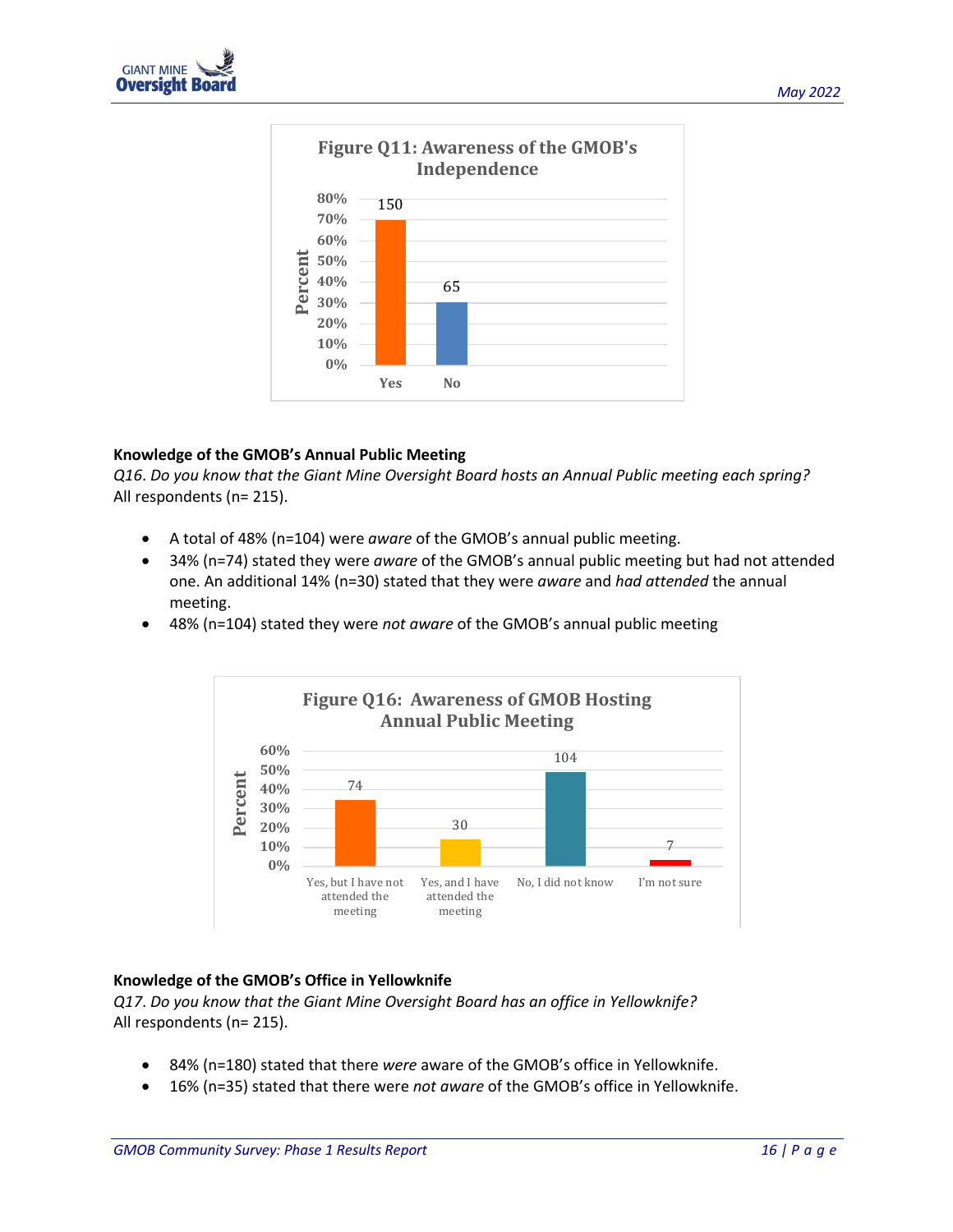Figure Q11: Awareness of the GMOB's Independence

Percent

80%
70%
60%
50%
40%
30%
20%
10%
0%

150

65

Yes

No

**Knowledge of the GMOB's Annual Public Meeting**

*Q16. Do you know that the Giant Mine Oversight Board hosts an Annual Public meeting each spring?*
All respondents (n= 215).

- A total of 48% (n=104) were *aware* of the GMOB's annual public meeting.
- 34% (n=74) stated they were *aware* of the GMOB's annual public meeting but had not attended one. An additional 14% (n=30) stated that they were *aware* and *had attended* the annual meeting.
- 48% (n=104) stated they were *not aware* of the GMOB's annual public meeting

Figure Q16: Awareness of GMOB Hosting Annual Public Meeting

Percent

60%
50%
40%
30%
20%
10%
0%

74

30

104

7

Yes, but I have not attended the meeting

Yes, and I have attended the meeting

No, I did not know

I'm not sure

**Knowledge of the GMOB's Office in Yellowknife**

*Q17. Do you know that the Giant Mine Oversight Board has an office in Yellowknife?*
All respondents (n= 215).

- 84% (n=180) stated that there *were* aware of the GMOB's office in Yellowknife.
- 16% (n=35) stated that there were *not aware* of the GMOB's office in Yellowknife.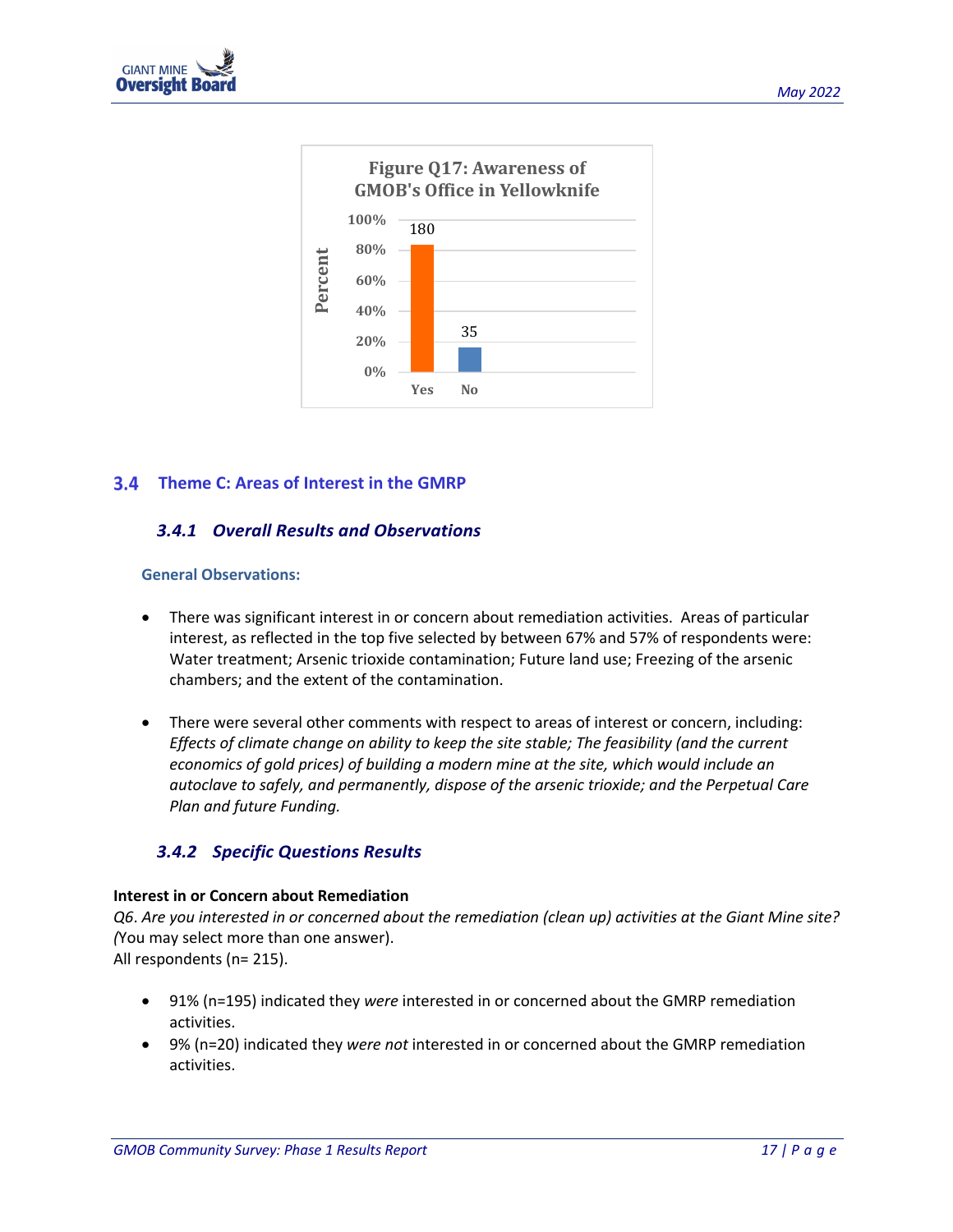**Figure Q17: Awareness of GMOB's Office in Yellowknife**

| Response | Count |
|---|---|
| Yes | 180 |
| No | 35 |

## 3.4 Theme C: Areas of Interest in the GMRP

### *3.4.1 Overall Results and Observations*

**General Observations:**

- There was significant interest in or concern about remediation activities. Areas of particular interest, as reflected in the top five selected by between 67% and 57% of respondents were: Water treatment; Arsenic trioxide contamination; Future land use; Freezing of the arsenic chambers; and the extent of the contamination.

- There were several other comments with respect to areas of interest or concern, including: *Effects of climate change on ability to keep the site stable; The feasibility (and the current economics of gold prices) of building a modern mine at the site, which would include an autoclave to safely, and permanently, dispose of the arsenic trioxide; and the Perpetual Care Plan and future Funding.*

### *3.4.2 Specific Questions Results*

**Interest in or Concern about Remediation**

*Q6. Are you interested in or concerned about the remediation (clean up) activities at the Giant Mine site? (*You may select more than one answer).

All respondents (n= 215).

- 91% (n=195) indicated they *were* interested in or concerned about the GMRP remediation activities.
- 9% (n=20) indicated they *were not* interested in or concerned about the GMRP remediation activities.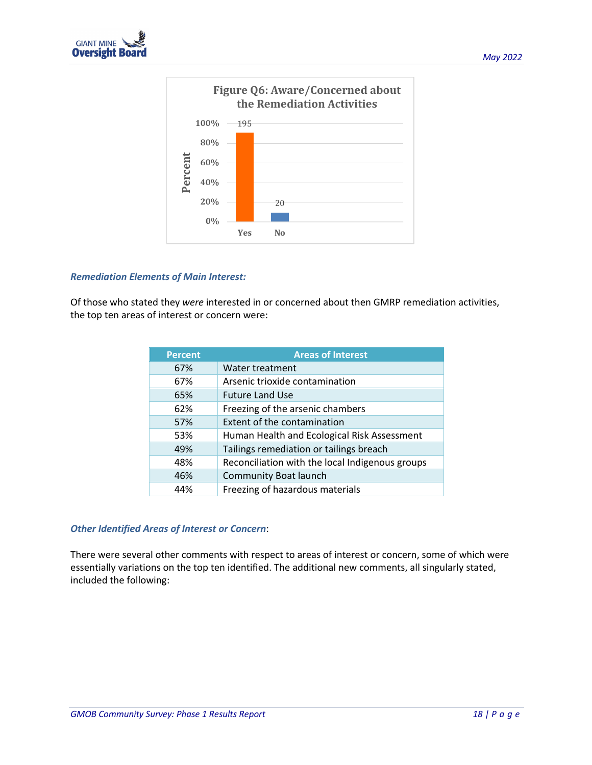Figure Q6: Aware/Concerned about the Remediation Activities

Percent

100%
80%
60%
40%
20%
0%

195
20

Yes
No

### *Remediation Elements of Main Interest:*

Of those who stated they *were* interested in or concerned about then GMRP remediation activities, the top ten areas of interest or concern were:

| Percent | Areas of Interest |
| --- | --- |
| 67% | Water treatment |
| 67% | Arsenic trioxide contamination |
| 65% | Future Land Use |
| 62% | Freezing of the arsenic chambers |
| 57% | Extent of the contamination |
| 53% | Human Health and Ecological Risk Assessment |
| 49% | Tailings remediation or tailings breach |
| 48% | Reconciliation with the local Indigenous groups |
| 46% | Community Boat launch |
| 44% | Freezing of hazardous materials |

### *Other Identified Areas of Interest or Concern*:

There were several other comments with respect to areas of interest or concern, some of which were essentially variations on the top ten identified. The additional new comments, all singularly stated, included the following: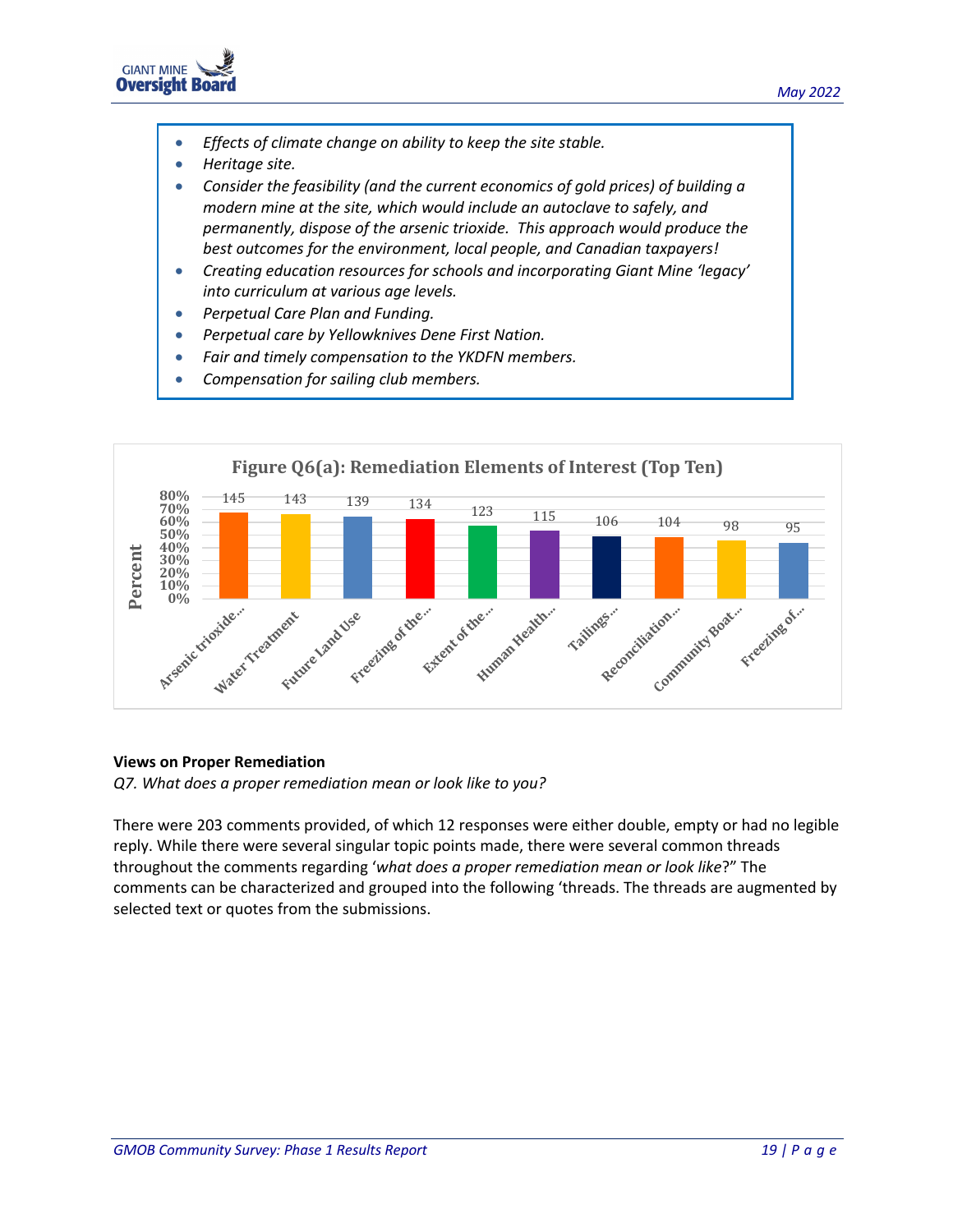- *Effects of climate change on ability to keep the site stable.*
- *Heritage site.*
- *Consider the feasibility (and the current economics of gold prices) of building a modern mine at the site, which would include an autoclave to safely, and permanently, dispose of the arsenic trioxide. This approach would produce the best outcomes for the environment, local people, and Canadian taxpayers!*
- *Creating education resources for schools and incorporating Giant Mine 'legacy' into curriculum at various age levels.*
- *Perpetual Care Plan and Funding.*
- *Perpetual care by Yellowknives Dene First Nation.*
- *Fair and timely compensation to the YKDFN members.*
- *Compensation for sailing club members.*

**Figure Q6(a): Remediation Elements of Interest (Top Ten)**

Percent

80%
70%
60%
50%
40%
30%
20%
10%
0%

145 143 139 134 123 115 106 104 98 95

Arsenic trioxide...
Water Treatment
Future Land Use
Freezing of the...
Extent of the...
Human Health...
Tailings...
Reconciliation...
Community Boat...
Freezing of...

**Views on Proper Remediation**

*Q7. What does a proper remediation mean or look like to you?*

There were 203 comments provided, of which 12 responses were either double, empty or had no legible reply. While there were several singular topic points made, there were several common threads throughout the comments regarding '*what does a proper remediation mean or look like*?" The comments can be characterized and grouped into the following 'threads. The threads are augmented by selected text or quotes from the submissions.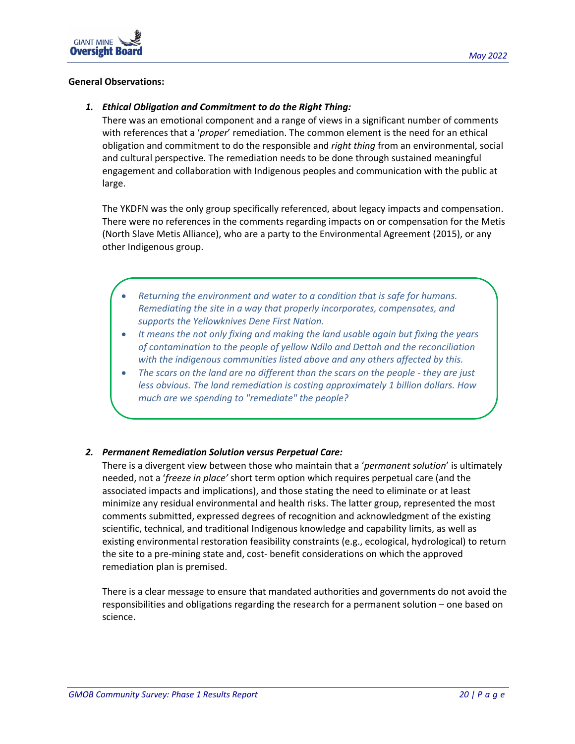**General Observations:**

1. ***Ethical Obligation and Commitment to do the Right Thing:***
   There was an emotional component and a range of views in a significant number of comments with references that a '*proper*' remediation. The common element is the need for an ethical obligation and commitment to do the responsible and *right thing* from an environmental, social and cultural perspective. The remediation needs to be done through sustained meaningful engagement and collaboration with Indigenous peoples and communication with the public at large.

   The YKDFN was the only group specifically referenced, about legacy impacts and compensation. There were no references in the comments regarding impacts on or compensation for the Metis (North Slave Metis Alliance), who are a party to the Environmental Agreement (2015), or any other Indigenous group.

   - *Returning the environment and water to a condition that is safe for humans. Remediating the site in a way that properly incorporates, compensates, and supports the Yellowknives Dene First Nation.*
   - *It means the not only fixing and making the land usable again but fixing the years of contamination to the people of yellow Ndilo and Dettah and the reconciliation with the indigenous communities listed above and any others affected by this.*
   - *The scars on the land are no different than the scars on the people - they are just less obvious. The land remediation is costing approximately 1 billion dollars. How much are we spending to "remediate" the people?*

2. ***Permanent Remediation Solution versus Perpetual Care:***
   There is a divergent view between those who maintain that a '*permanent solution*' is ultimately needed, not a '*freeze in place'* short term option which requires perpetual care (and the associated impacts and implications), and those stating the need to eliminate or at least minimize any residual environmental and health risks. The latter group, represented the most comments submitted, expressed degrees of recognition and acknowledgment of the existing scientific, technical, and traditional Indigenous knowledge and capability limits, as well as existing environmental restoration feasibility constraints (e.g., ecological, hydrological) to return the site to a pre-mining state and, cost- benefit considerations on which the approved remediation plan is premised.

   There is a clear message to ensure that mandated authorities and governments do not avoid the responsibilities and obligations regarding the research for a permanent solution – one based on science.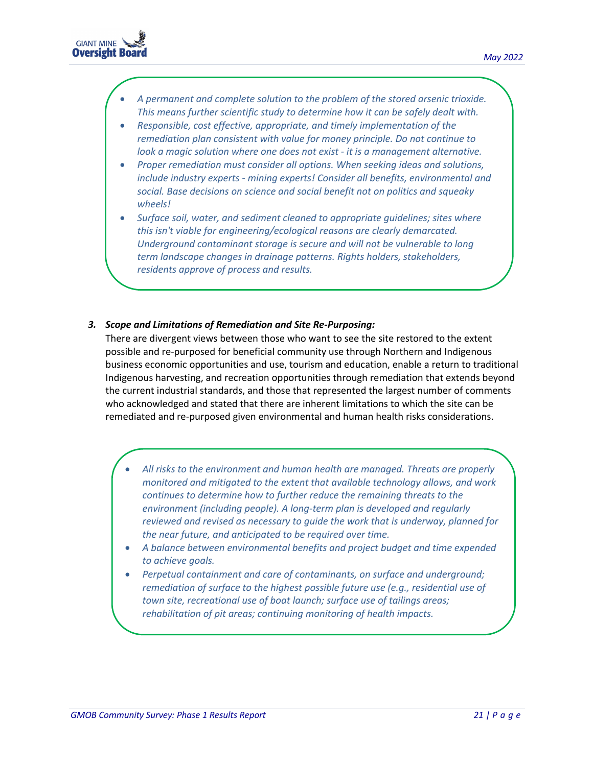- *A permanent and complete solution to the problem of the stored arsenic trioxide. This means further scientific study to determine how it can be safely dealt with.*
- *Responsible, cost effective, appropriate, and timely implementation of the remediation plan consistent with value for money principle. Do not continue to look a magic solution where one does not exist - it is a management alternative.*
- *Proper remediation must consider all options. When seeking ideas and solutions, include industry experts - mining experts! Consider all benefits, environmental and social. Base decisions on science and social benefit not on politics and squeaky wheels!*
- *Surface soil, water, and sediment cleaned to appropriate guidelines; sites where this isn't viable for engineering/ecological reasons are clearly demarcated. Underground contaminant storage is secure and will not be vulnerable to long term landscape changes in drainage patterns. Rights holders, stakeholders, residents approve of process and results.*

3. ***Scope and Limitations of Remediation and Site Re-Purposing:***

There are divergent views between those who want to see the site restored to the extent possible and re-purposed for beneficial community use through Northern and Indigenous business economic opportunities and use, tourism and education, enable a return to traditional Indigenous harvesting, and recreation opportunities through remediation that extends beyond the current industrial standards, and those that represented the largest number of comments who acknowledged and stated that there are inherent limitations to which the site can be remediated and re-purposed given environmental and human health risks considerations.

- *All risks to the environment and human health are managed. Threats are properly monitored and mitigated to the extent that available technology allows, and work continues to determine how to further reduce the remaining threats to the environment (including people). A long-term plan is developed and regularly reviewed and revised as necessary to guide the work that is underway, planned for the near future, and anticipated to be required over time.*
- *A balance between environmental benefits and project budget and time expended to achieve goals.*
- *Perpetual containment and care of contaminants, on surface and underground; remediation of surface to the highest possible future use (e.g., residential use of town site, recreational use of boat launch; surface use of tailings areas; rehabilitation of pit areas; continuing monitoring of health impacts.*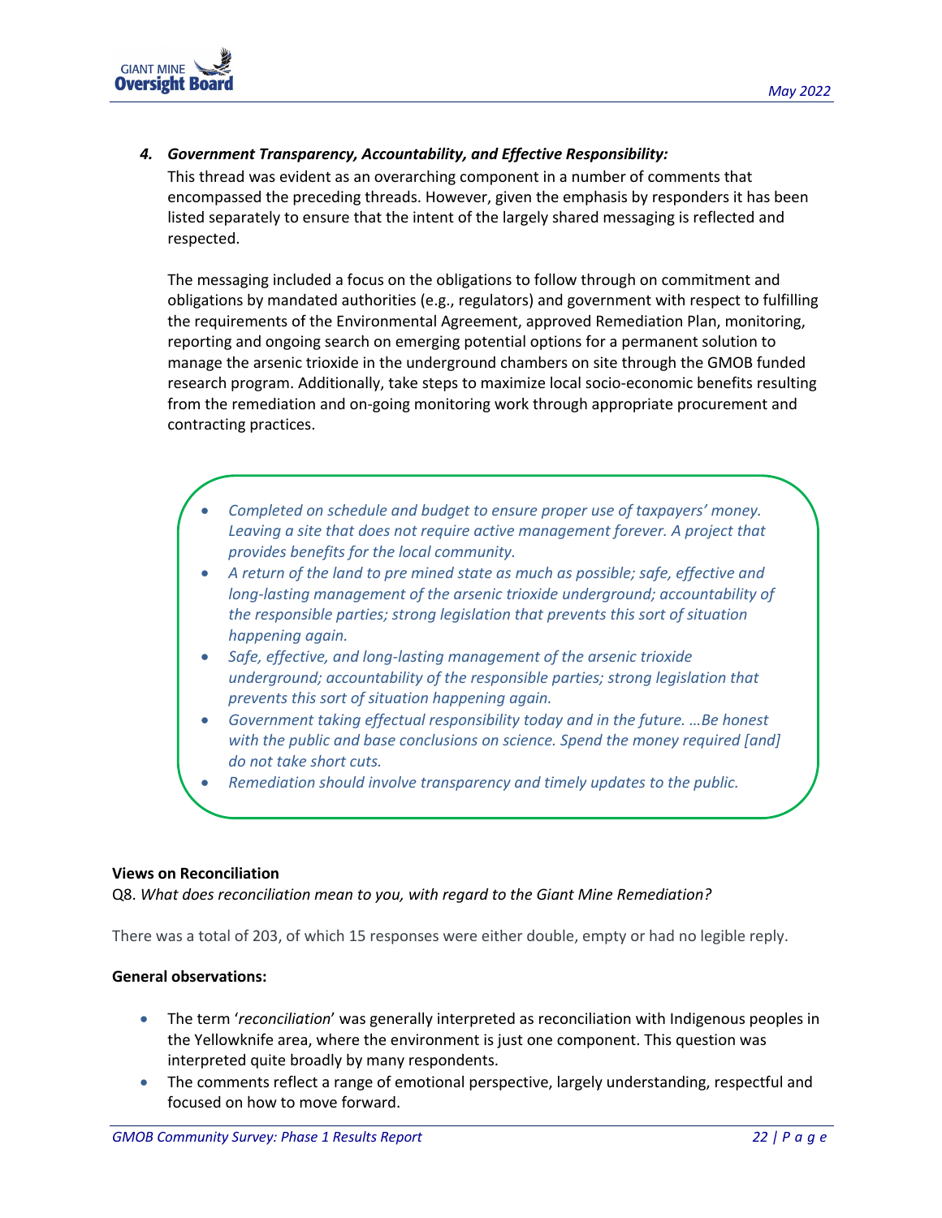4. ***Government Transparency, Accountability, and Effective Responsibility:***

   This thread was evident as an overarching component in a number of comments that encompassed the preceding threads. However, given the emphasis by responders it has been listed separately to ensure that the intent of the largely shared messaging is reflected and respected.

   The messaging included a focus on the obligations to follow through on commitment and obligations by mandated authorities (e.g., regulators) and government with respect to fulfilling the requirements of the Environmental Agreement, approved Remediation Plan, monitoring, reporting and ongoing search on emerging potential options for a permanent solution to manage the arsenic trioxide in the underground chambers on site through the GMOB funded research program. Additionally, take steps to maximize local socio-economic benefits resulting from the remediation and on-going monitoring work through appropriate procurement and contracting practices.

- *Completed on schedule and budget to ensure proper use of taxpayers' money. Leaving a site that does not require active management forever. A project that provides benefits for the local community.*
- *A return of the land to pre mined state as much as possible; safe, effective and long-lasting management of the arsenic trioxide underground; accountability of the responsible parties; strong legislation that prevents this sort of situation happening again.*
- *Safe, effective, and long-lasting management of the arsenic trioxide underground; accountability of the responsible parties; strong legislation that prevents this sort of situation happening again.*
- *Government taking effectual responsibility today and in the future. …Be honest with the public and base conclusions on science. Spend the money required [and] do not take short cuts.*
- *Remediation should involve transparency and timely updates to the public.*

**Views on Reconciliation**

Q8. *What does reconciliation mean to you, with regard to the Giant Mine Remediation?*

There was a total of 203, of which 15 responses were either double, empty or had no legible reply.

**General observations:**

- The term '*reconciliation*' was generally interpreted as reconciliation with Indigenous peoples in the Yellowknife area, where the environment is just one component. This question was interpreted quite broadly by many respondents.
- The comments reflect a range of emotional perspective, largely understanding, respectful and focused on how to move forward.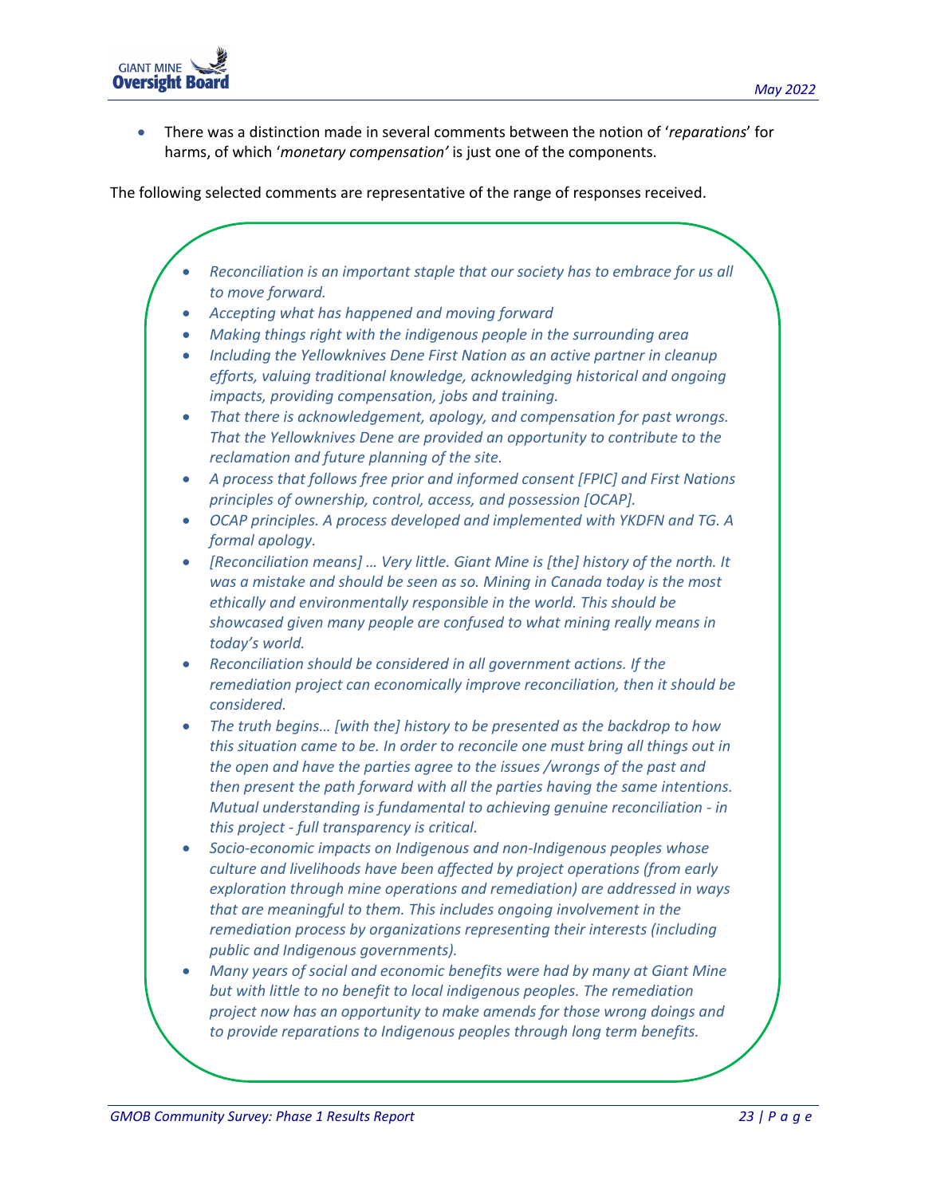- There was a distinction made in several comments between the notion of '*reparations*' for harms, of which '*monetary compensation'* is just one of the components.

The following selected comments are representative of the range of responses received.

- *Reconciliation is an important staple that our society has to embrace for us all to move forward.*
- *Accepting what has happened and moving forward*
- *Making things right with the indigenous people in the surrounding area*
- *Including the Yellowknives Dene First Nation as an active partner in cleanup efforts, valuing traditional knowledge, acknowledging historical and ongoing impacts, providing compensation, jobs and training.*
- *That there is acknowledgement, apology, and compensation for past wrongs. That the Yellowknives Dene are provided an opportunity to contribute to the reclamation and future planning of the site.*
- *A process that follows free prior and informed consent [FPIC] and First Nations principles of ownership, control, access, and possession [OCAP].*
- *OCAP principles. A process developed and implemented with YKDFN and TG. A formal apology.*
- *[Reconciliation means] … Very little. Giant Mine is [the] history of the north. It was a mistake and should be seen as so. Mining in Canada today is the most ethically and environmentally responsible in the world. This should be showcased given many people are confused to what mining really means in today's world.*
- *Reconciliation should be considered in all government actions. If the remediation project can economically improve reconciliation, then it should be considered.*
- *The truth begins… [with the] history to be presented as the backdrop to how this situation came to be. In order to reconcile one must bring all things out in the open and have the parties agree to the issues /wrongs of the past and then present the path forward with all the parties having the same intentions. Mutual understanding is fundamental to achieving genuine reconciliation - in this project - full transparency is critical.*
- *Socio-economic impacts on Indigenous and non-Indigenous peoples whose culture and livelihoods have been affected by project operations (from early exploration through mine operations and remediation) are addressed in ways that are meaningful to them. This includes ongoing involvement in the remediation process by organizations representing their interests (including public and Indigenous governments).*
- *Many years of social and economic benefits were had by many at Giant Mine but with little to no benefit to local indigenous peoples. The remediation project now has an opportunity to make amends for those wrong doings and to provide reparations to Indigenous peoples through long term benefits.*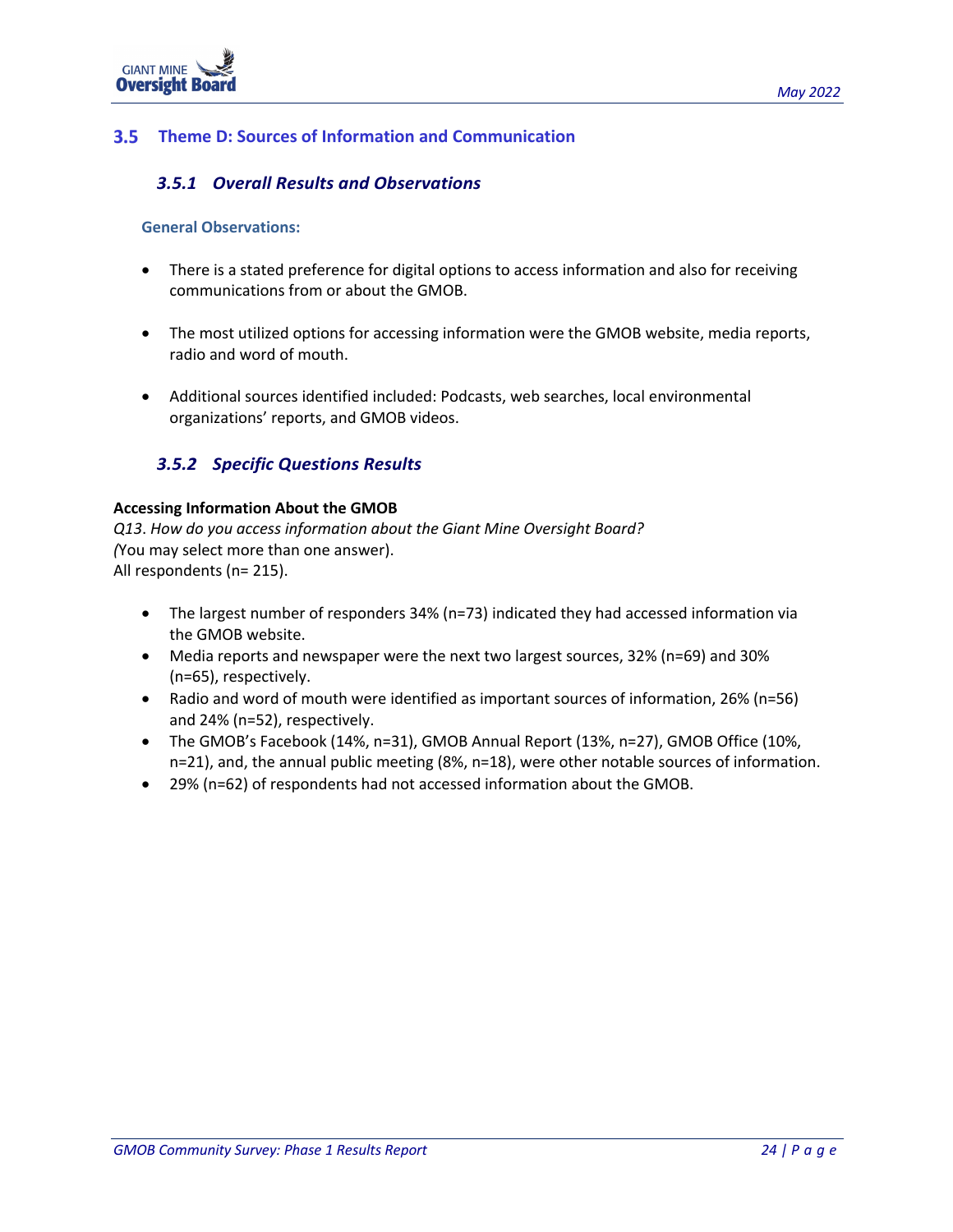## 3.5 Theme D: Sources of Information and Communication

### *3.5.1 Overall Results and Observations*

**General Observations:**

- There is a stated preference for digital options to access information and also for receiving communications from or about the GMOB.
- The most utilized options for accessing information were the GMOB website, media reports, radio and word of mouth.
- Additional sources identified included: Podcasts, web searches, local environmental organizations' reports, and GMOB videos.

### *3.5.2 Specific Questions Results*

**Accessing Information About the GMOB**
*Q13. How do you access information about the Giant Mine Oversight Board?*
(You may select more than one answer).
All respondents (n= 215).

- The largest number of responders 34% (n=73) indicated they had accessed information via the GMOB website.
- Media reports and newspaper were the next two largest sources, 32% (n=69) and 30% (n=65), respectively.
- Radio and word of mouth were identified as important sources of information, 26% (n=56) and 24% (n=52), respectively.
- The GMOB's Facebook (14%, n=31), GMOB Annual Report (13%, n=27), GMOB Office (10%, n=21), and, the annual public meeting (8%, n=18), were other notable sources of information.
- 29% (n=62) of respondents had not accessed information about the GMOB.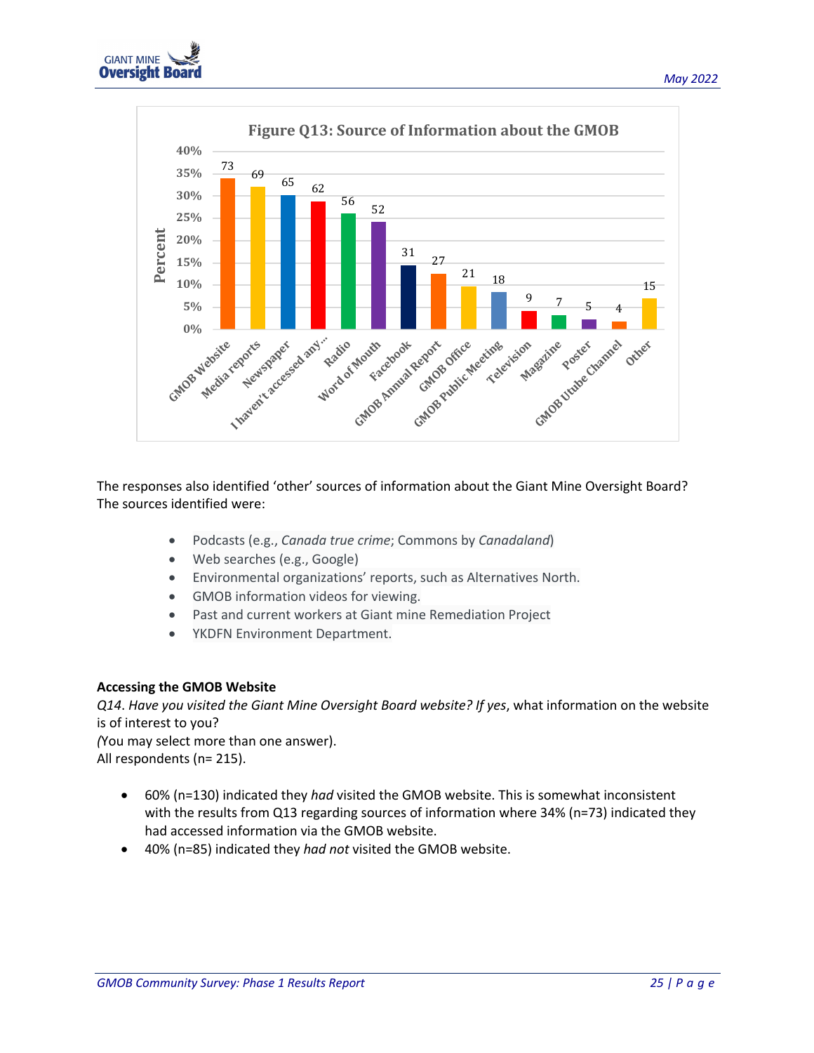Figure Q13: Source of Information about the GMOB

Percent

40%
35%
30%
25%
20%
15%
10%
5%
0%

73
69
65
62
56
52
31
27
21
18
9
7
5
4
15

GMOB Website
Media reports
Newspaper
I haven't accessed any...
Radio
Word of Mouth
Facebook
GMOB Annual Report
GMOB Office
GMOB Public Meeting
Television
Magazine
Poster
GMOB Utube Channel
Other

The responses also identified 'other' sources of information about the Giant Mine Oversight Board? The sources identified were:

- Podcasts (e.g., *Canada true crime*; Commons by *Canadaland*)
- Web searches (e.g., Google)
- Environmental organizations' reports, such as Alternatives North.
- GMOB information videos for viewing.
- Past and current workers at Giant mine Remediation Project
- YKDFN Environment Department.

**Accessing the GMOB Website**

*Q14. Have you visited the Giant Mine Oversight Board website? If yes*, what information on the website is of interest to you?
*(*You may select more than one answer).
All respondents (n= 215).

- 60% (n=130) indicated they *had* visited the GMOB website. This is somewhat inconsistent with the results from Q13 regarding sources of information where 34% (n=73) indicated they had accessed information via the GMOB website.
- 40% (n=85) indicated they *had not* visited the GMOB website.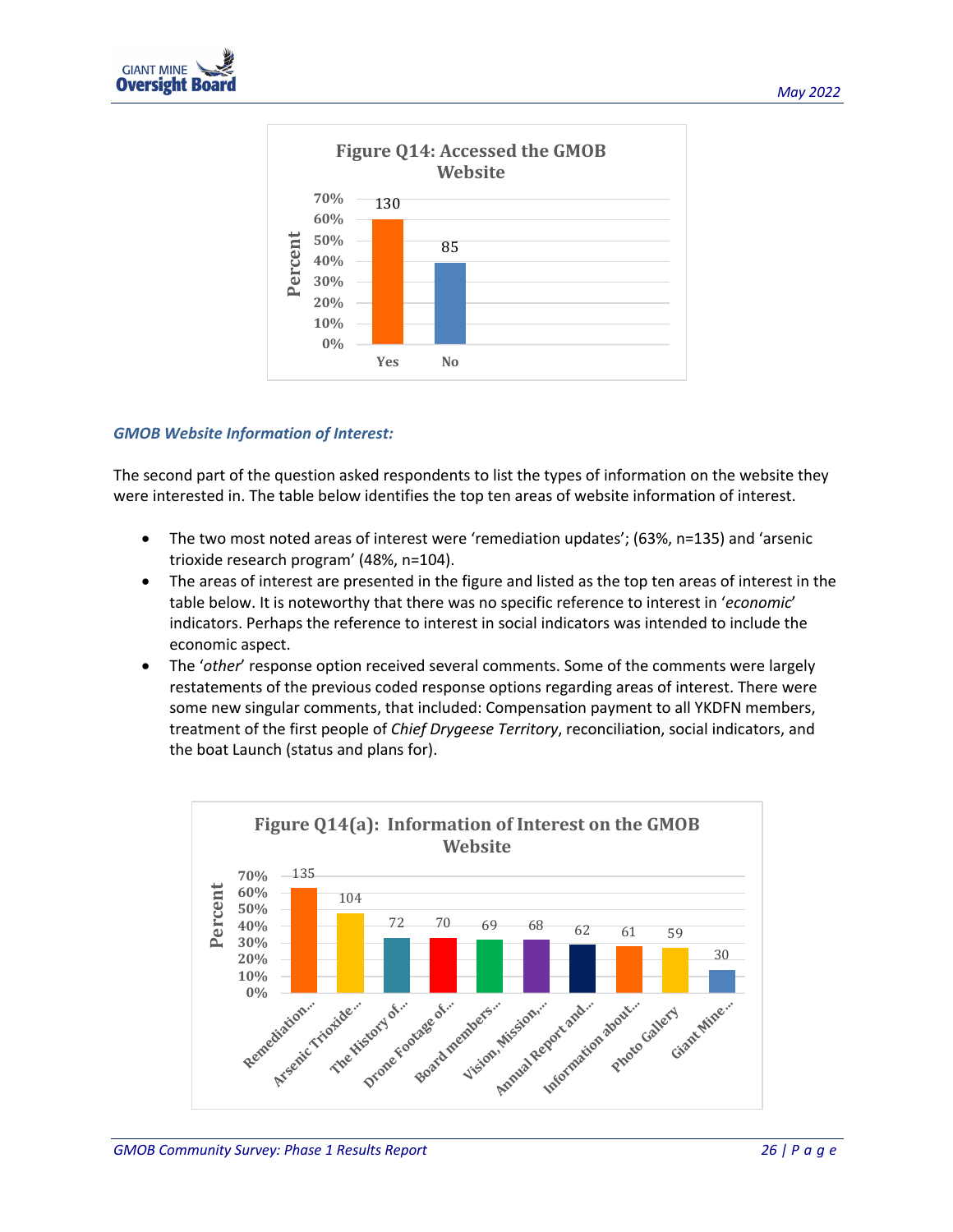**Figure Q14: Accessed the GMOB Website**

Percent

70%
60%
50%
40%
30%
20%
10%
0%

130
85

Yes
No

### *GMOB Website Information of Interest:*

The second part of the question asked respondents to list the types of information on the website they were interested in. The table below identifies the top ten areas of website information of interest.

- The two most noted areas of interest were 'remediation updates'; (63%, n=135) and 'arsenic trioxide research program' (48%, n=104).
- The areas of interest are presented in the figure and listed as the top ten areas of interest in the table below. It is noteworthy that there was no specific reference to interest in '*economic*' indicators. Perhaps the reference to interest in social indicators was intended to include the economic aspect.
- The '*other*' response option received several comments. Some of the comments were largely restatements of the previous coded response options regarding areas of interest. There were some new singular comments, that included: Compensation payment to all YKDFN members, treatment of the first people of *Chief Drygeese Territory*, reconciliation, social indicators, and the boat Launch (status and plans for).

**Figure Q14(a): Information of Interest on the GMOB Website**

Percent

70%
60%
50%
40%
30%
20%
10%
0%

135
104
72
70
69
68
62
61
59
30

Remediation...
Arsenic Trioxide...
The History of...
Drone Footage of...
Board members...
Vision, Mission,...
Annual Report and...
Information about...
Photo Gallery
Giant Mine...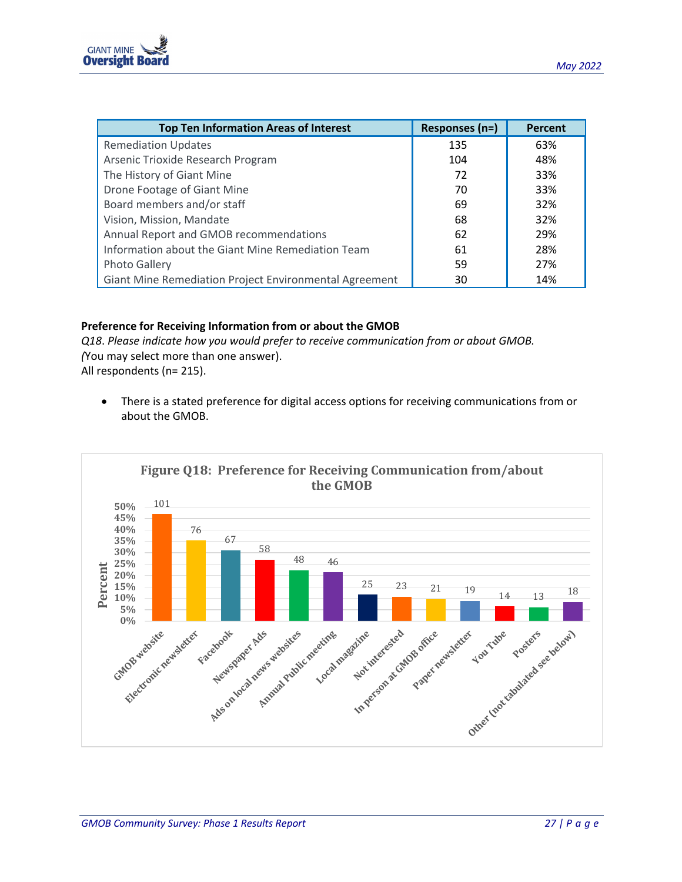| Top Ten Information Areas of Interest | Responses (n=) | Percent |
|---|---|---|
| Remediation Updates | 135 | 63% |
| Arsenic Trioxide Research Program | 104 | 48% |
| The History of Giant Mine | 72 | 33% |
| Drone Footage of Giant Mine | 70 | 33% |
| Board members and/or staff | 69 | 32% |
| Vision, Mission, Mandate | 68 | 32% |
| Annual Report and GMOB recommendations | 62 | 29% |
| Information about the Giant Mine Remediation Team | 61 | 28% |
| Photo Gallery | 59 | 27% |
| Giant Mine Remediation Project Environmental Agreement | 30 | 14% |

**Preference for Receiving Information from or about the GMOB**

*Q18. Please indicate how you would prefer to receive communication from or about GMOB.*
*(*You may select more than one answer).
All respondents (n= 215).

- There is a stated preference for digital access options for receiving communications from or about the GMOB.

**Figure Q18: Preference for Receiving Communication from/about the GMOB**

Percent
50%
45%
40%
35%
30%
25%
20%
15%
10%
5%
0%

GMOB website 101
Electronic newsletter 76
Facebook 67
Newspaper Ads 58
Ads on local news websites 48
Annual Public meeting 46
Local magazine 25
Not interested 23
In person at GMOB office 21
Paper newsletter 19
You Tube 14
Posters 13
Other (not tabulated see below) 18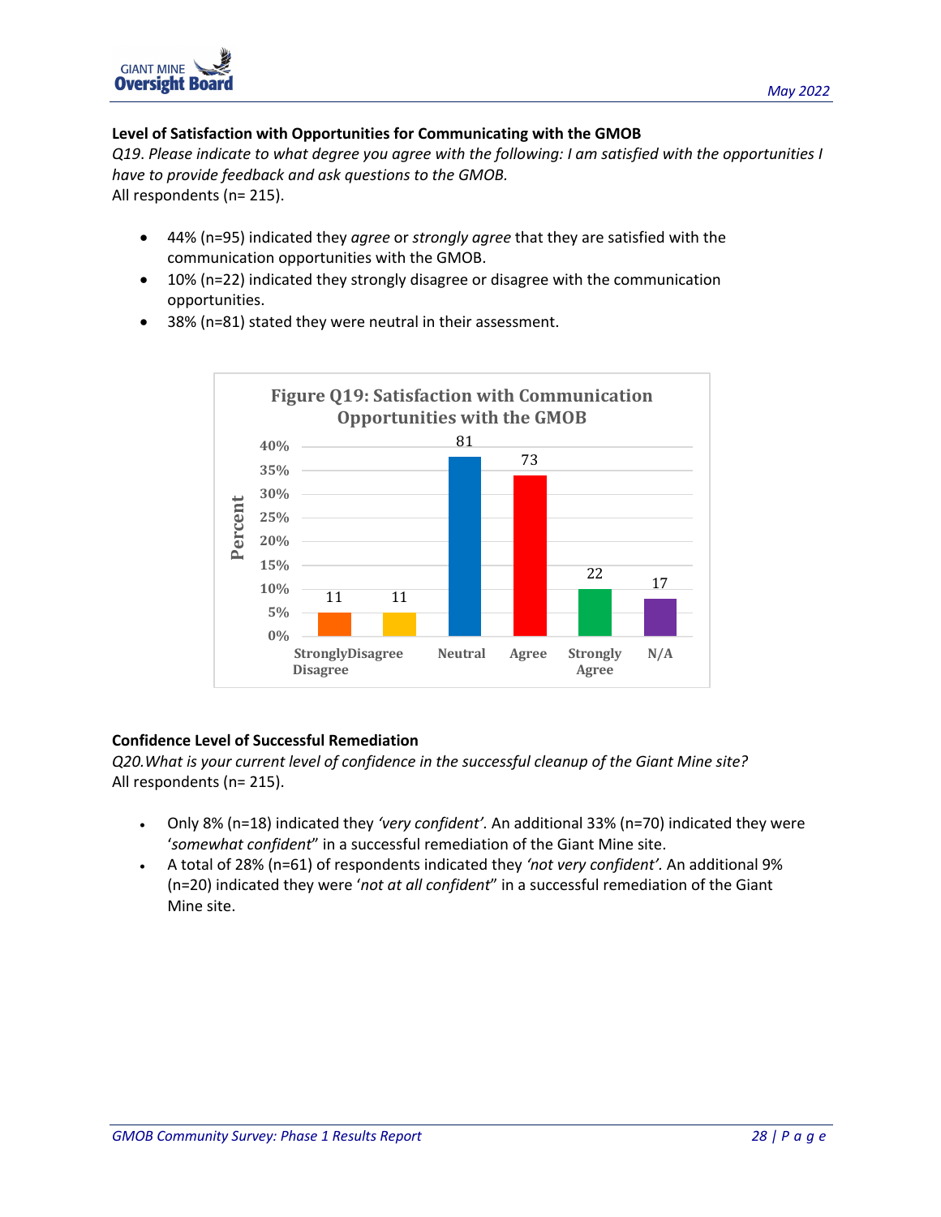**Level of Satisfaction with Opportunities for Communicating with the GMOB**

*Q19. Please indicate to what degree you agree with the following: I am satisfied with the opportunities I have to provide feedback and ask questions to the GMOB.*

All respondents (n= 215).

- 44% (n=95) indicated they *agree* or *strongly agree* that they are satisfied with the communication opportunities with the GMOB.
- 10% (n=22) indicated they strongly disagree or disagree with the communication opportunities.
- 38% (n=81) stated they were neutral in their assessment.

Figure Q19: Satisfaction with Communication Opportunities with the GMOB

Percent

0% 5% 10% 15% 20% 25% 30% 35% 40%

Strongly Disagree: 11
Disagree: 11
Neutral: 81
Agree: 73
Strongly Agree: 22
N/A: 17

**Confidence Level of Successful Remediation**

*Q20.What is your current level of confidence in the successful cleanup of the Giant Mine site?*

All respondents (n= 215).

- Only 8% (n=18) indicated they *'very confident'*. An additional 33% (n=70) indicated they were '*somewhat confident*" in a successful remediation of the Giant Mine site.
- A total of 28% (n=61) of respondents indicated they *'not very confident'*. An additional 9% (n=20) indicated they were '*not at all confident*" in a successful remediation of the Giant Mine site.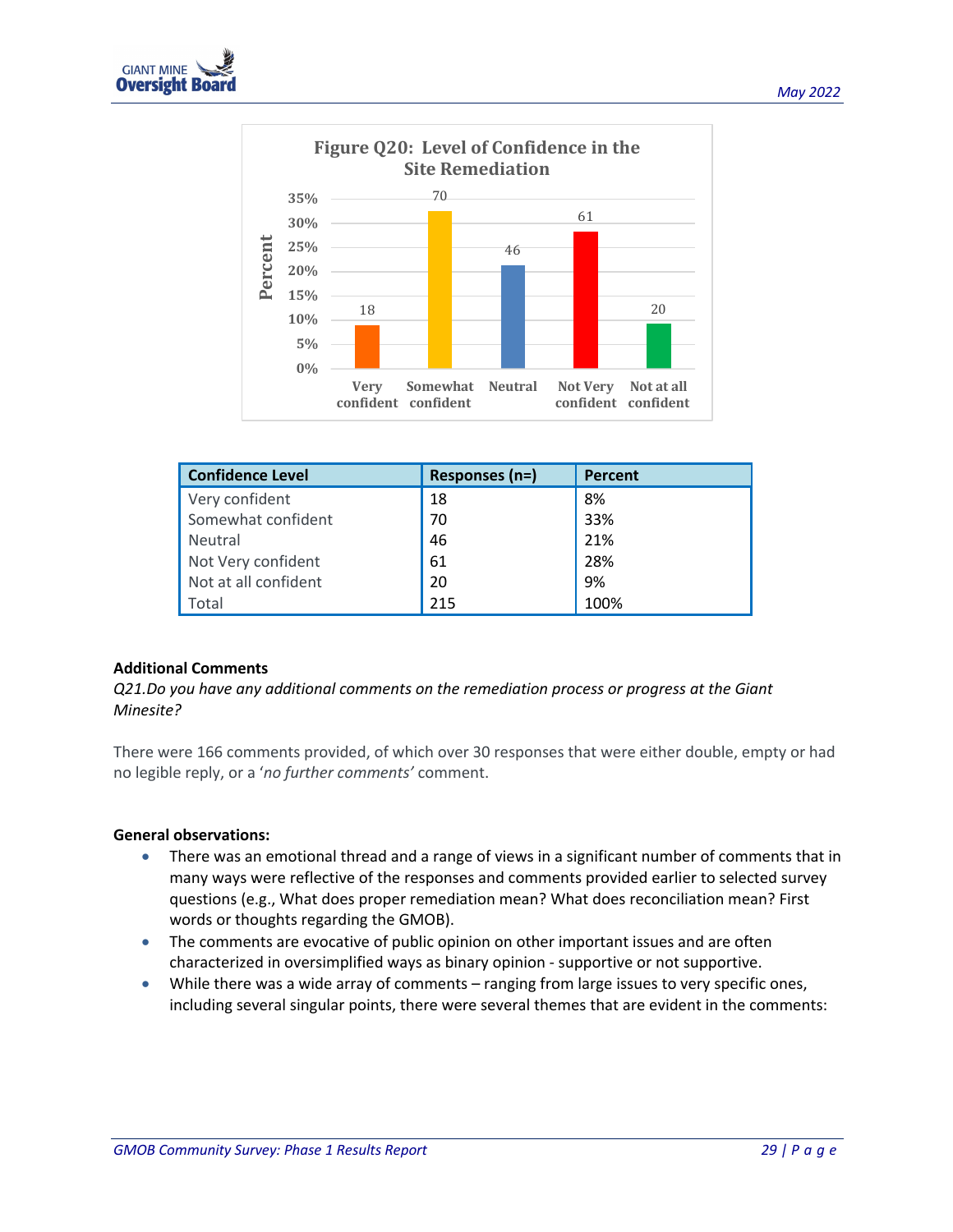Figure Q20: Level of Confidence in the Site Remediation

Percent

35%
30%
25%
20%
15%
10%
5%
0%

18
70
46
61
20

Very confident
Somewhat confident
Neutral
Not Very confident
Not at all confident

| Confidence Level | Responses (n=) | Percent |
|---|---|---|
| Very confident | 18 | 8% |
| Somewhat confident | 70 | 33% |
| Neutral | 46 | 21% |
| Not Very confident | 61 | 28% |
| Not at all confident | 20 | 9% |
| Total | 215 | 100% |

**Additional Comments**

*Q21.Do you have any additional comments on the remediation process or progress at the Giant Minesite?*

There were 166 comments provided, of which over 30 responses that were either double, empty or had no legible reply, or a '*no further comments'* comment.

**General observations:**

- There was an emotional thread and a range of views in a significant number of comments that in many ways were reflective of the responses and comments provided earlier to selected survey questions (e.g., What does proper remediation mean? What does reconciliation mean? First words or thoughts regarding the GMOB).
- The comments are evocative of public opinion on other important issues and are often characterized in oversimplified ways as binary opinion - supportive or not supportive.
- While there was a wide array of comments – ranging from large issues to very specific ones, including several singular points, there were several themes that are evident in the comments: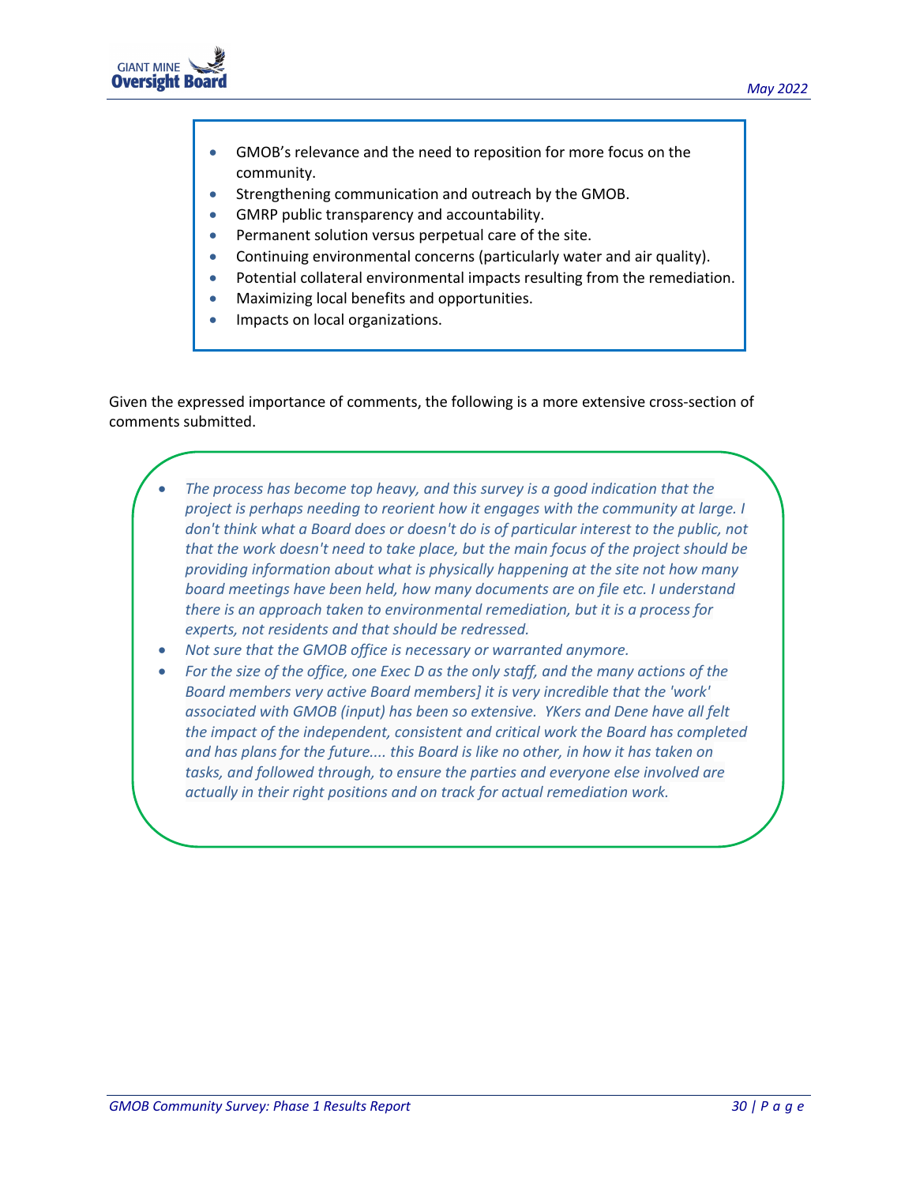- GMOB's relevance and the need to reposition for more focus on the community.
- Strengthening communication and outreach by the GMOB.
- GMRP public transparency and accountability.
- Permanent solution versus perpetual care of the site.
- Continuing environmental concerns (particularly water and air quality).
- Potential collateral environmental impacts resulting from the remediation.
- Maximizing local benefits and opportunities.
- Impacts on local organizations.

Given the expressed importance of comments, the following is a more extensive cross-section of comments submitted.

- *The process has become top heavy, and this survey is a good indication that the project is perhaps needing to reorient how it engages with the community at large. I don't think what a Board does or doesn't do is of particular interest to the public, not that the work doesn't need to take place, but the main focus of the project should be providing information about what is physically happening at the site not how many board meetings have been held, how many documents are on file etc. I understand there is an approach taken to environmental remediation, but it is a process for experts, not residents and that should be redressed.*
- *Not sure that the GMOB office is necessary or warranted anymore.*
- *For the size of the office, one Exec D as the only staff, and the many actions of the Board members very active Board members] it is very incredible that the 'work' associated with GMOB (input) has been so extensive. YKers and Dene have all felt the impact of the independent, consistent and critical work the Board has completed and has plans for the future.... this Board is like no other, in how it has taken on tasks, and followed through, to ensure the parties and everyone else involved are actually in their right positions and on track for actual remediation work.*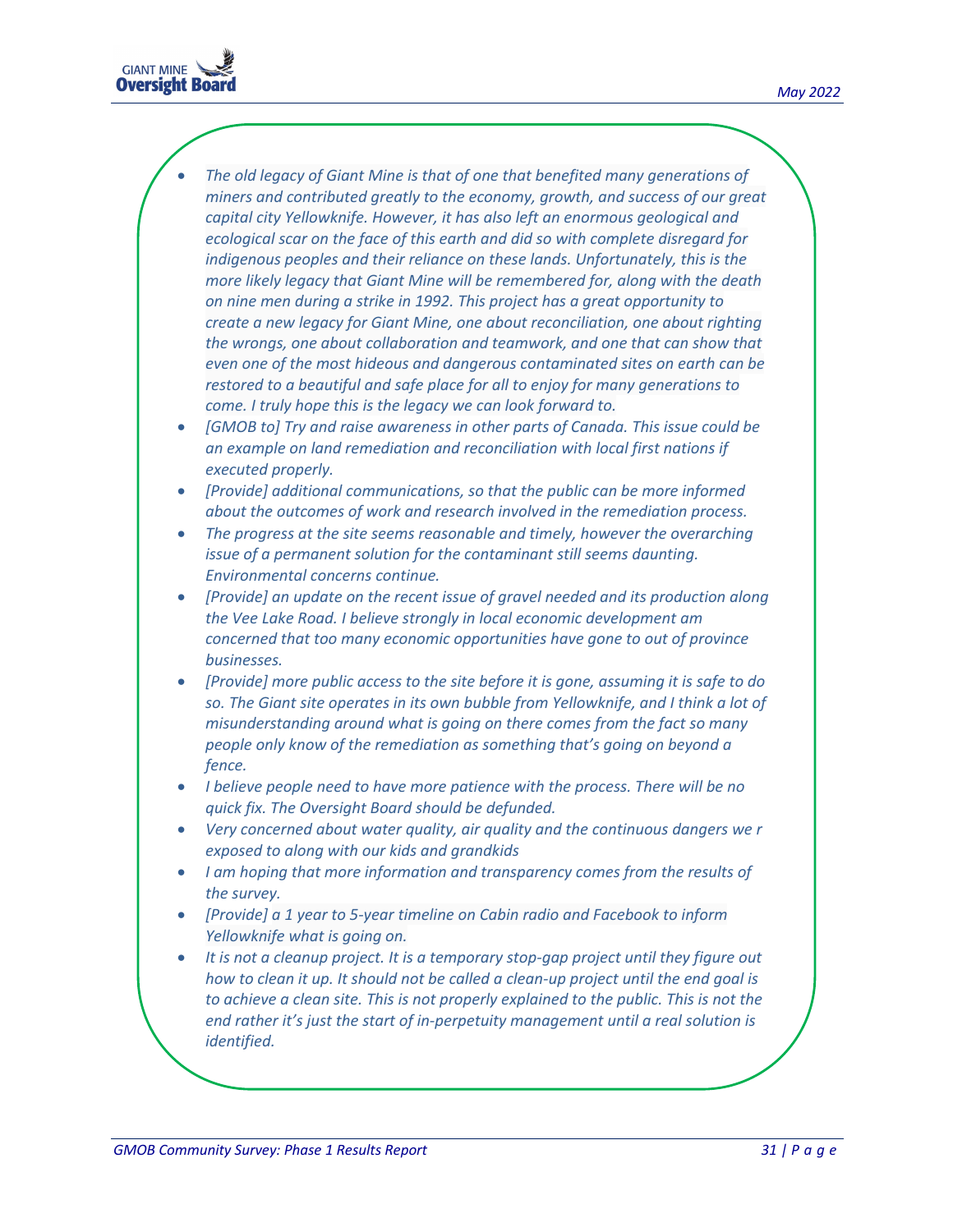- *The old legacy of Giant Mine is that of one that benefited many generations of miners and contributed greatly to the economy, growth, and success of our great capital city Yellowknife. However, it has also left an enormous geological and ecological scar on the face of this earth and did so with complete disregard for indigenous peoples and their reliance on these lands. Unfortunately, this is the more likely legacy that Giant Mine will be remembered for, along with the death on nine men during a strike in 1992. This project has a great opportunity to create a new legacy for Giant Mine, one about reconciliation, one about righting the wrongs, one about collaboration and teamwork, and one that can show that even one of the most hideous and dangerous contaminated sites on earth can be restored to a beautiful and safe place for all to enjoy for many generations to come. I truly hope this is the legacy we can look forward to.*
- *[GMOB to] Try and raise awareness in other parts of Canada. This issue could be an example on land remediation and reconciliation with local first nations if executed properly.*
- *[Provide] additional communications, so that the public can be more informed about the outcomes of work and research involved in the remediation process.*
- *The progress at the site seems reasonable and timely, however the overarching issue of a permanent solution for the contaminant still seems daunting. Environmental concerns continue.*
- *[Provide] an update on the recent issue of gravel needed and its production along the Vee Lake Road. I believe strongly in local economic development am concerned that too many economic opportunities have gone to out of province businesses.*
- *[Provide] more public access to the site before it is gone, assuming it is safe to do so. The Giant site operates in its own bubble from Yellowknife, and I think a lot of misunderstanding around what is going on there comes from the fact so many people only know of the remediation as something that's going on beyond a fence.*
- *I believe people need to have more patience with the process. There will be no quick fix. The Oversight Board should be defunded.*
- *Very concerned about water quality, air quality and the continuous dangers we r exposed to along with our kids and grandkids*
- *I am hoping that more information and transparency comes from the results of the survey.*
- *[Provide] a 1 year to 5-year timeline on Cabin radio and Facebook to inform Yellowknife what is going on.*
- *It is not a cleanup project. It is a temporary stop-gap project until they figure out how to clean it up. It should not be called a clean-up project until the end goal is to achieve a clean site. This is not properly explained to the public. This is not the end rather it's just the start of in-perpetuity management until a real solution is identified.*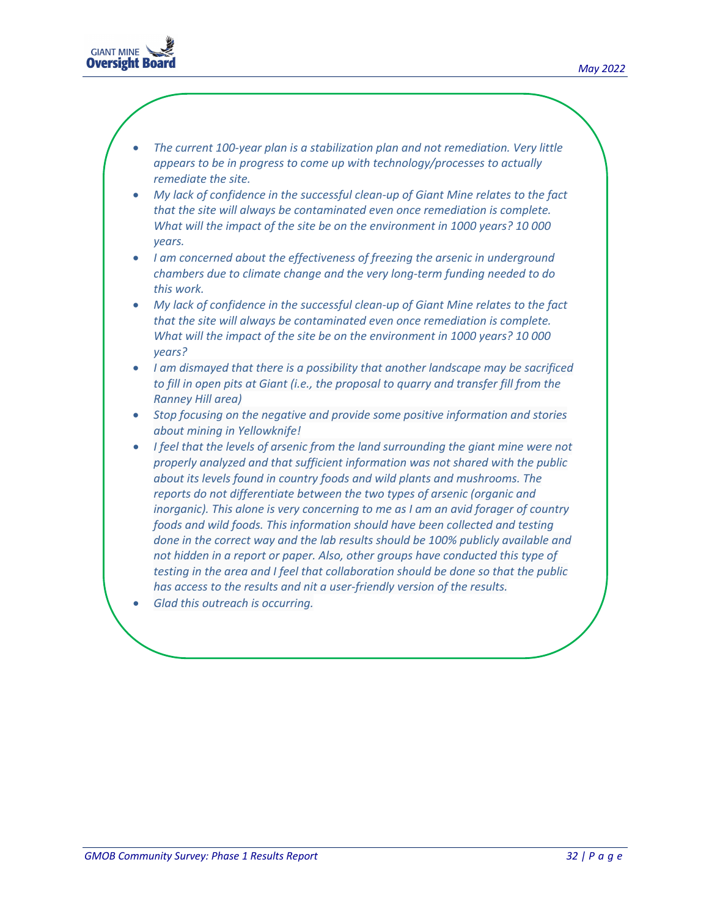- *The current 100-year plan is a stabilization plan and not remediation. Very little appears to be in progress to come up with technology/processes to actually remediate the site.*
- *My lack of confidence in the successful clean-up of Giant Mine relates to the fact that the site will always be contaminated even once remediation is complete. What will the impact of the site be on the environment in 1000 years? 10 000 years.*
- *I am concerned about the effectiveness of freezing the arsenic in underground chambers due to climate change and the very long-term funding needed to do this work.*
- *My lack of confidence in the successful clean-up of Giant Mine relates to the fact that the site will always be contaminated even once remediation is complete. What will the impact of the site be on the environment in 1000 years? 10 000 years?*
- *I am dismayed that there is a possibility that another landscape may be sacrificed to fill in open pits at Giant (i.e., the proposal to quarry and transfer fill from the Ranney Hill area)*
- *Stop focusing on the negative and provide some positive information and stories about mining in Yellowknife!*
- *I feel that the levels of arsenic from the land surrounding the giant mine were not properly analyzed and that sufficient information was not shared with the public about its levels found in country foods and wild plants and mushrooms. The reports do not differentiate between the two types of arsenic (organic and inorganic). This alone is very concerning to me as I am an avid forager of country foods and wild foods. This information should have been collected and testing done in the correct way and the lab results should be 100% publicly available and not hidden in a report or paper. Also, other groups have conducted this type of testing in the area and I feel that collaboration should be done so that the public has access to the results and nit a user-friendly version of the results.*
- *Glad this outreach is occurring.*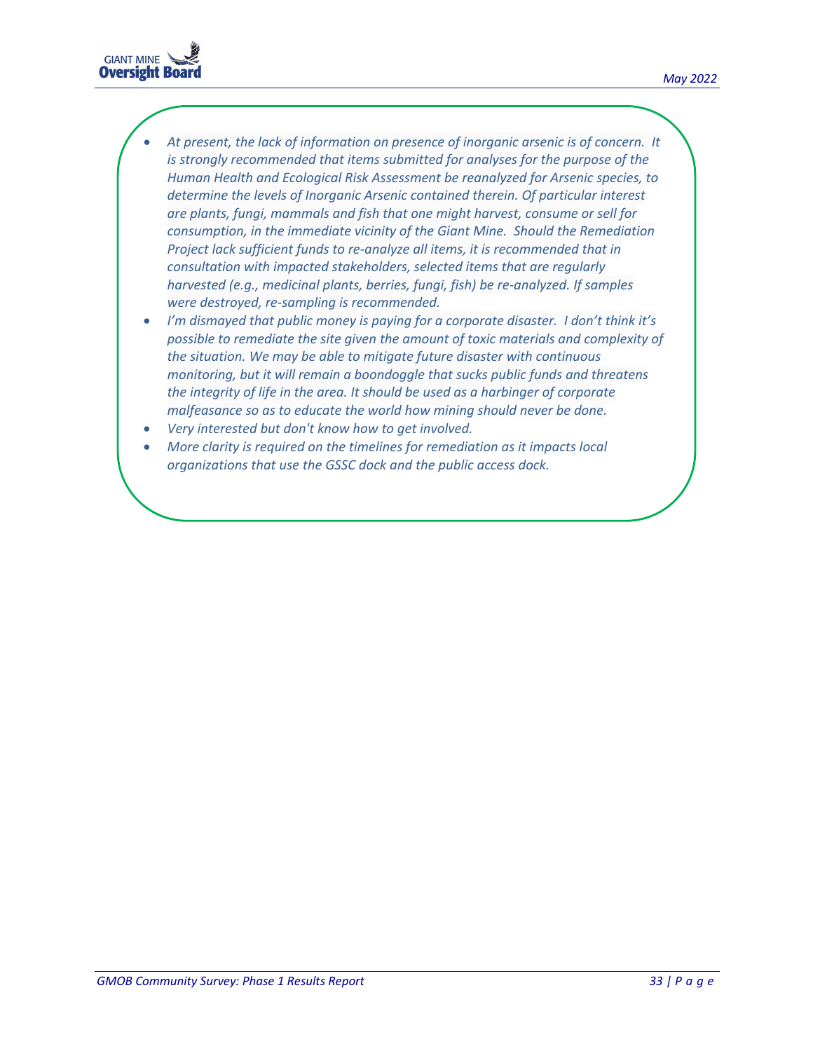- *At present, the lack of information on presence of inorganic arsenic is of concern. It is strongly recommended that items submitted for analyses for the purpose of the Human Health and Ecological Risk Assessment be reanalyzed for Arsenic species, to determine the levels of Inorganic Arsenic contained therein. Of particular interest are plants, fungi, mammals and fish that one might harvest, consume or sell for consumption, in the immediate vicinity of the Giant Mine. Should the Remediation Project lack sufficient funds to re-analyze all items, it is recommended that in consultation with impacted stakeholders, selected items that are regularly harvested (e.g., medicinal plants, berries, fungi, fish) be re-analyzed. If samples were destroyed, re-sampling is recommended.*
- *I'm dismayed that public money is paying for a corporate disaster. I don't think it's possible to remediate the site given the amount of toxic materials and complexity of the situation. We may be able to mitigate future disaster with continuous monitoring, but it will remain a boondoggle that sucks public funds and threatens the integrity of life in the area. It should be used as a harbinger of corporate malfeasance so as to educate the world how mining should never be done.*
- *Very interested but don't know how to get involved.*
- *More clarity is required on the timelines for remediation as it impacts local organizations that use the GSSC dock and the public access dock.*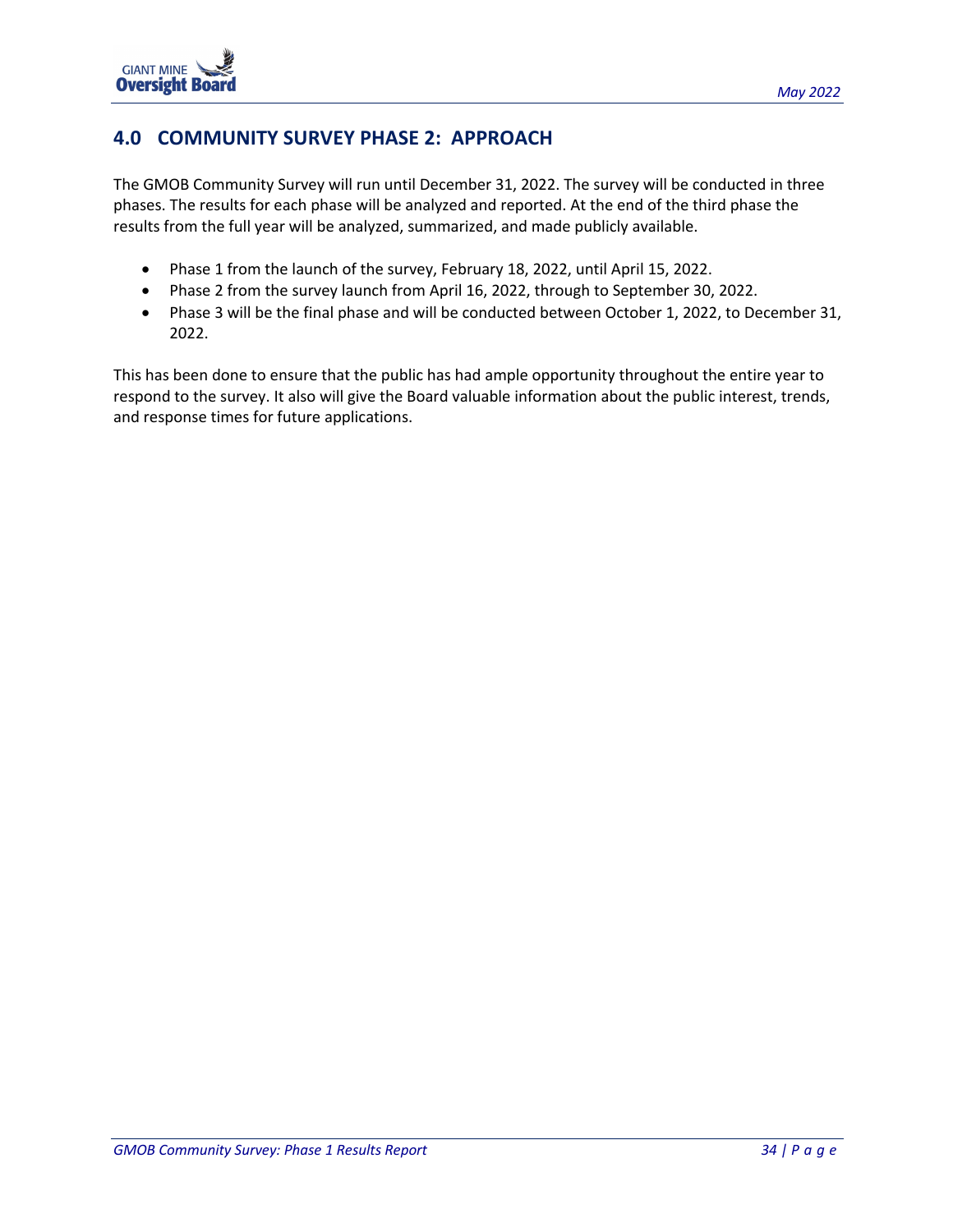## 4.0 COMMUNITY SURVEY PHASE 2: APPROACH

The GMOB Community Survey will run until December 31, 2022. The survey will be conducted in three phases. The results for each phase will be analyzed and reported. At the end of the third phase the results from the full year will be analyzed, summarized, and made publicly available.

- Phase 1 from the launch of the survey, February 18, 2022, until April 15, 2022.
- Phase 2 from the survey launch from April 16, 2022, through to September 30, 2022.
- Phase 3 will be the final phase and will be conducted between October 1, 2022, to December 31, 2022.

This has been done to ensure that the public has had ample opportunity throughout the entire year to respond to the survey. It also will give the Board valuable information about the public interest, trends, and response times for future applications.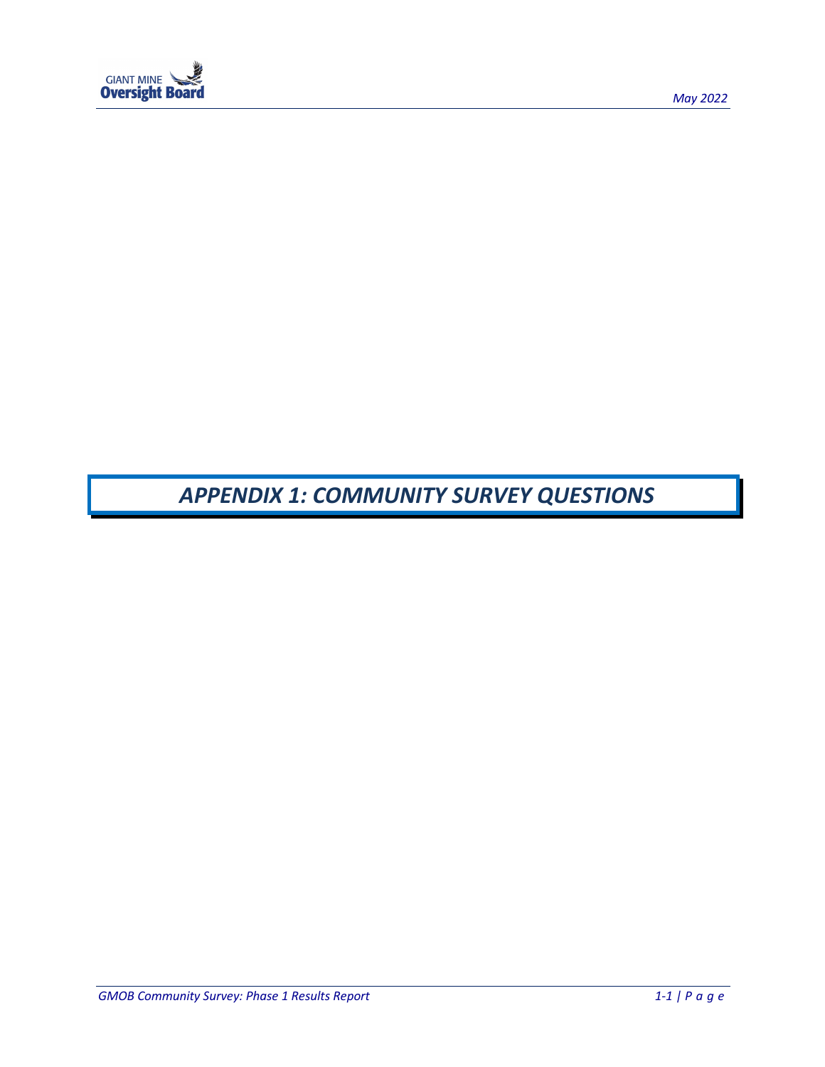# APPENDIX 1: COMMUNITY SURVEY QUESTIONS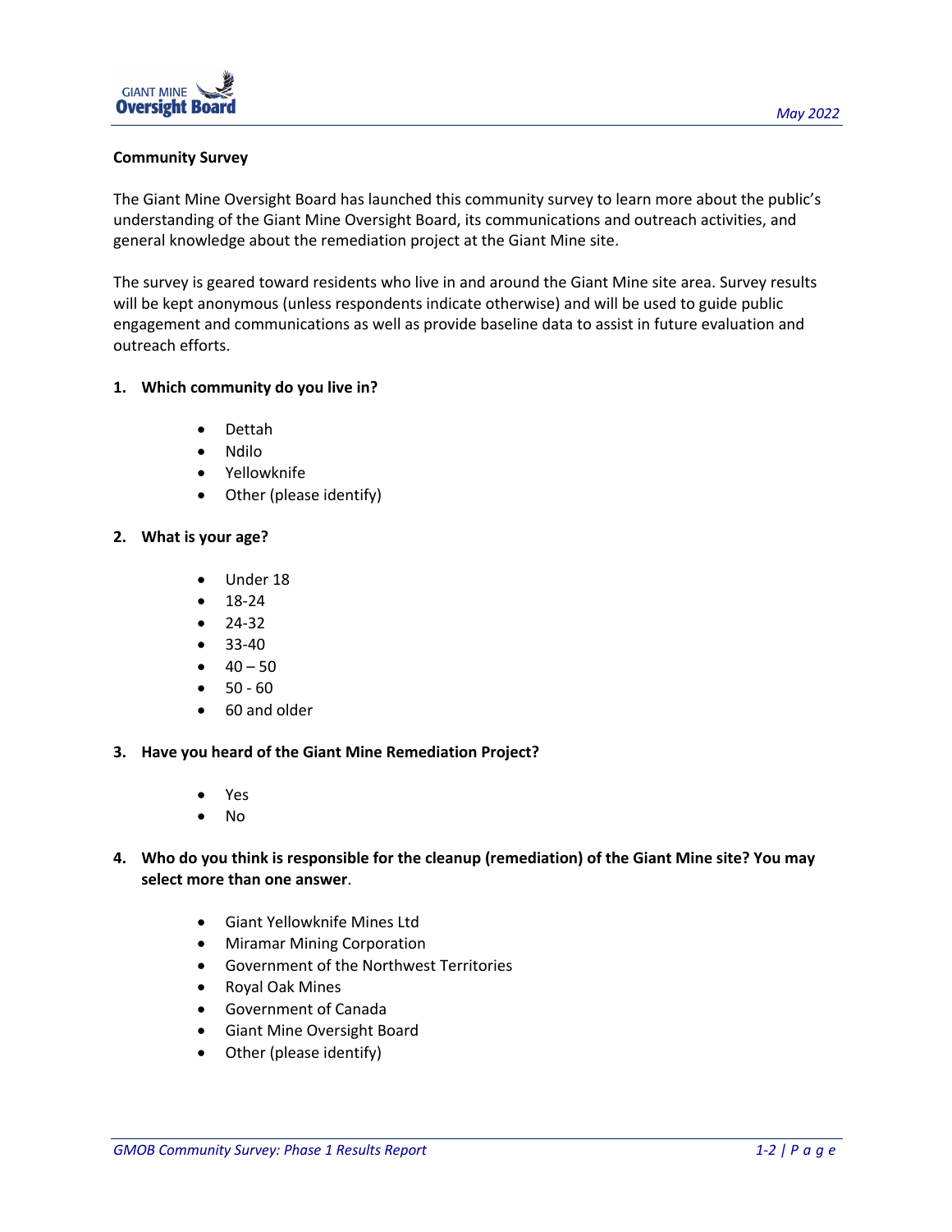**Community Survey**

The Giant Mine Oversight Board has launched this community survey to learn more about the public's understanding of the Giant Mine Oversight Board, its communications and outreach activities, and general knowledge about the remediation project at the Giant Mine site.

The survey is geared toward residents who live in and around the Giant Mine site area. Survey results will be kept anonymous (unless respondents indicate otherwise) and will be used to guide public engagement and communications as well as provide baseline data to assist in future evaluation and outreach efforts.

1. **Which community do you live in?**
   - Dettah
   - Ndilo
   - Yellowknife
   - Other (please identify)

2. **What is your age?**
   - Under 18
   - 18-24
   - 24-32
   - 33-40
   - 40 – 50
   - 50 - 60
   - 60 and older

3. **Have you heard of the Giant Mine Remediation Project?**
   - Yes
   - No

4. **Who do you think is responsible for the cleanup (remediation) of the Giant Mine site? You may select more than one answer**.
   - Giant Yellowknife Mines Ltd
   - Miramar Mining Corporation
   - Government of the Northwest Territories
   - Royal Oak Mines
   - Government of Canada
   - Giant Mine Oversight Board
   - Other (please identify)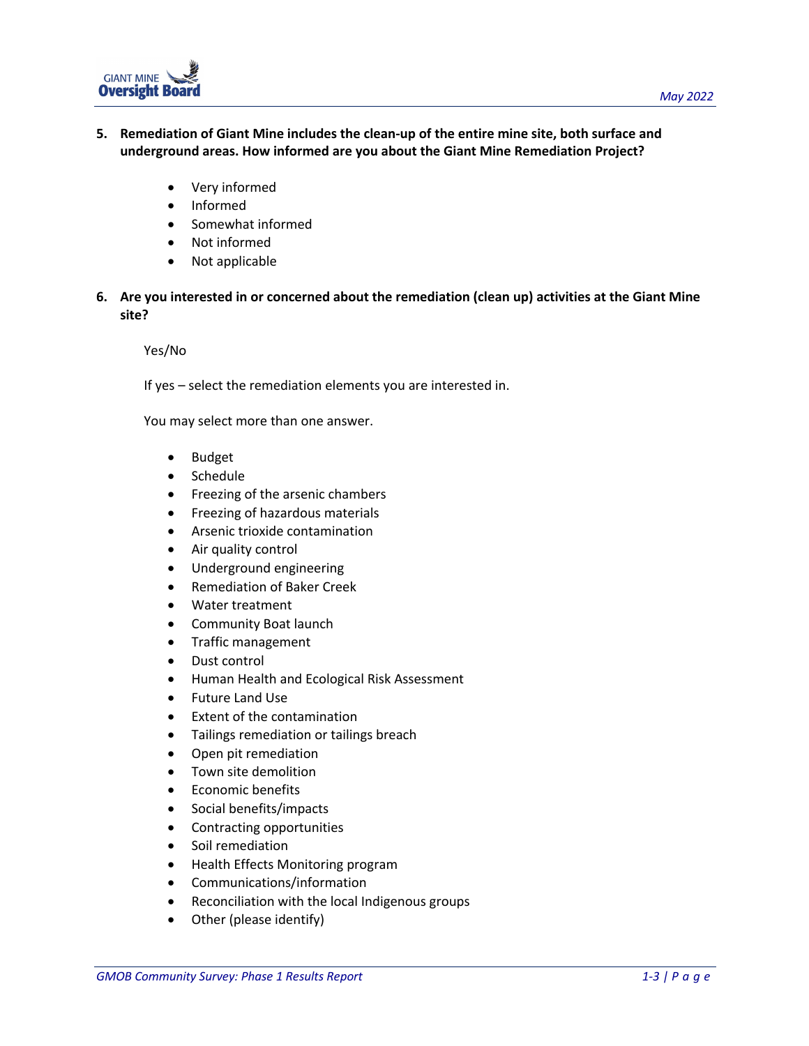5. **Remediation of Giant Mine includes the clean-up of the entire mine site, both surface and underground areas. How informed are you about the Giant Mine Remediation Project?**

   - Very informed
   - Informed
   - Somewhat informed
   - Not informed
   - Not applicable

6. **Are you interested in or concerned about the remediation (clean up) activities at the Giant Mine site?**

   Yes/No

   If yes – select the remediation elements you are interested in.

   You may select more than one answer.

   - Budget
   - Schedule
   - Freezing of the arsenic chambers
   - Freezing of hazardous materials
   - Arsenic trioxide contamination
   - Air quality control
   - Underground engineering
   - Remediation of Baker Creek
   - Water treatment
   - Community Boat launch
   - Traffic management
   - Dust control
   - Human Health and Ecological Risk Assessment
   - Future Land Use
   - Extent of the contamination
   - Tailings remediation or tailings breach
   - Open pit remediation
   - Town site demolition
   - Economic benefits
   - Social benefits/impacts
   - Contracting opportunities
   - Soil remediation
   - Health Effects Monitoring program
   - Communications/information
   - Reconciliation with the local Indigenous groups
   - Other (please identify)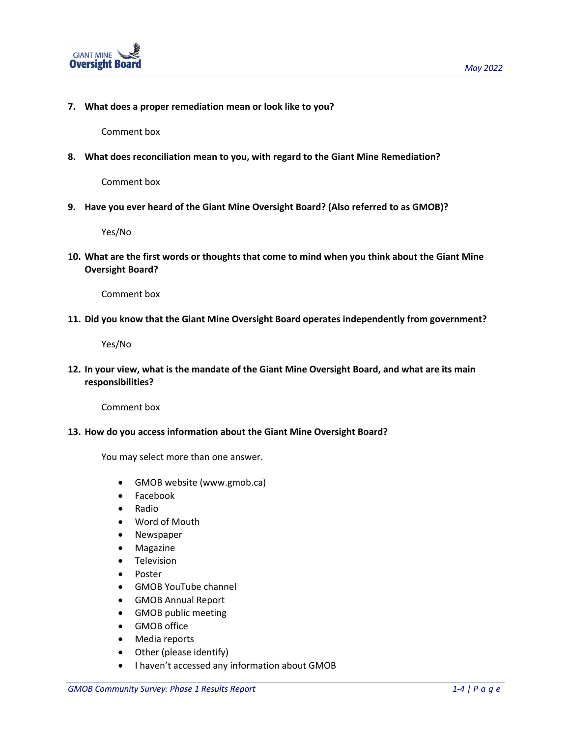**7. What does a proper remediation mean or look like to you?**

Comment box

**8. What does reconciliation mean to you, with regard to the Giant Mine Remediation?**

Comment box

**9. Have you ever heard of the Giant Mine Oversight Board? (Also referred to as GMOB)?**

Yes/No

**10. What are the first words or thoughts that come to mind when you think about the Giant Mine Oversight Board?**

Comment box

**11. Did you know that the Giant Mine Oversight Board operates independently from government?**

Yes/No

**12. In your view, what is the mandate of the Giant Mine Oversight Board, and what are its main responsibilities?**

Comment box

**13. How do you access information about the Giant Mine Oversight Board?**

You may select more than one answer.

- GMOB website (www.gmob.ca)
- Facebook
- Radio
- Word of Mouth
- Newspaper
- Magazine
- Television
- Poster
- GMOB YouTube channel
- GMOB Annual Report
- GMOB public meeting
- GMOB office
- Media reports
- Other (please identify)
- I haven't accessed any information about GMOB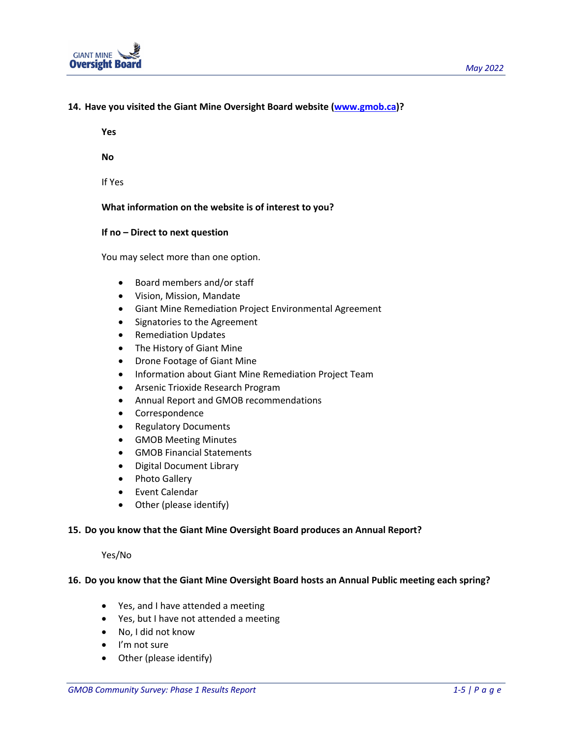**14. Have you visited the Giant Mine Oversight Board website ([www.gmob.ca](http://www.gmob.ca))?**

**Yes**

**No**

If Yes

**What information on the website is of interest to you?**

**If no – Direct to next question**

You may select more than one option.

- Board members and/or staff
- Vision, Mission, Mandate
- Giant Mine Remediation Project Environmental Agreement
- Signatories to the Agreement
- Remediation Updates
- The History of Giant Mine
- Drone Footage of Giant Mine
- Information about Giant Mine Remediation Project Team
- Arsenic Trioxide Research Program
- Annual Report and GMOB recommendations
- Correspondence
- Regulatory Documents
- GMOB Meeting Minutes
- GMOB Financial Statements
- Digital Document Library
- Photo Gallery
- Event Calendar
- Other (please identify)

**15. Do you know that the Giant Mine Oversight Board produces an Annual Report?**

Yes/No

**16. Do you know that the Giant Mine Oversight Board hosts an Annual Public meeting each spring?**

- Yes, and I have attended a meeting
- Yes, but I have not attended a meeting
- No, I did not know
- I'm not sure
- Other (please identify)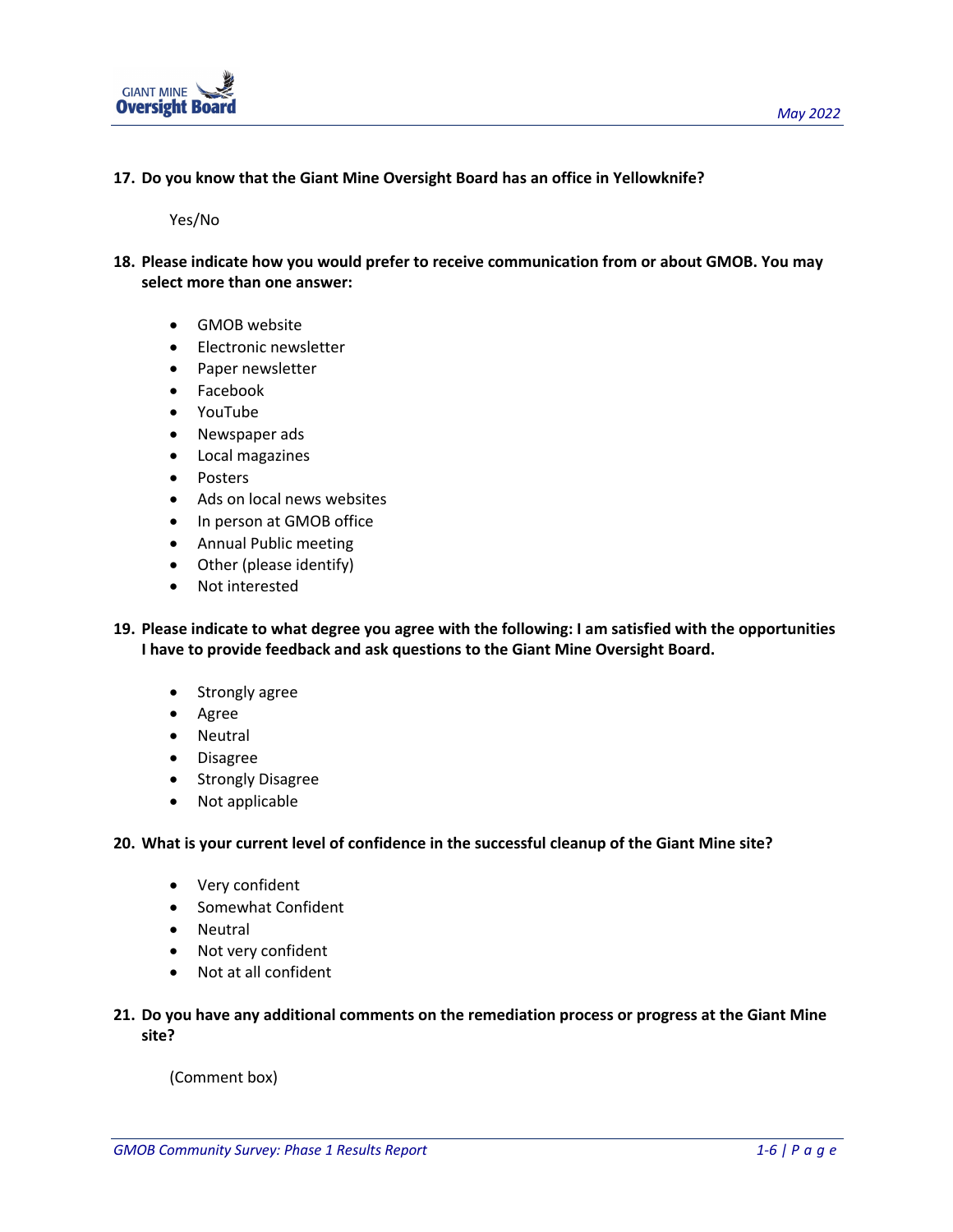**17. Do you know that the Giant Mine Oversight Board has an office in Yellowknife?**

Yes/No

**18. Please indicate how you would prefer to receive communication from or about GMOB. You may select more than one answer:**

- GMOB website
- Electronic newsletter
- Paper newsletter
- Facebook
- YouTube
- Newspaper ads
- Local magazines
- Posters
- Ads on local news websites
- In person at GMOB office
- Annual Public meeting
- Other (please identify)
- Not interested

**19. Please indicate to what degree you agree with the following: I am satisfied with the opportunities I have to provide feedback and ask questions to the Giant Mine Oversight Board.**

- Strongly agree
- Agree
- Neutral
- Disagree
- Strongly Disagree
- Not applicable

**20. What is your current level of confidence in the successful cleanup of the Giant Mine site?**

- Very confident
- Somewhat Confident
- Neutral
- Not very confident
- Not at all confident

**21. Do you have any additional comments on the remediation process or progress at the Giant Mine site?**

(Comment box)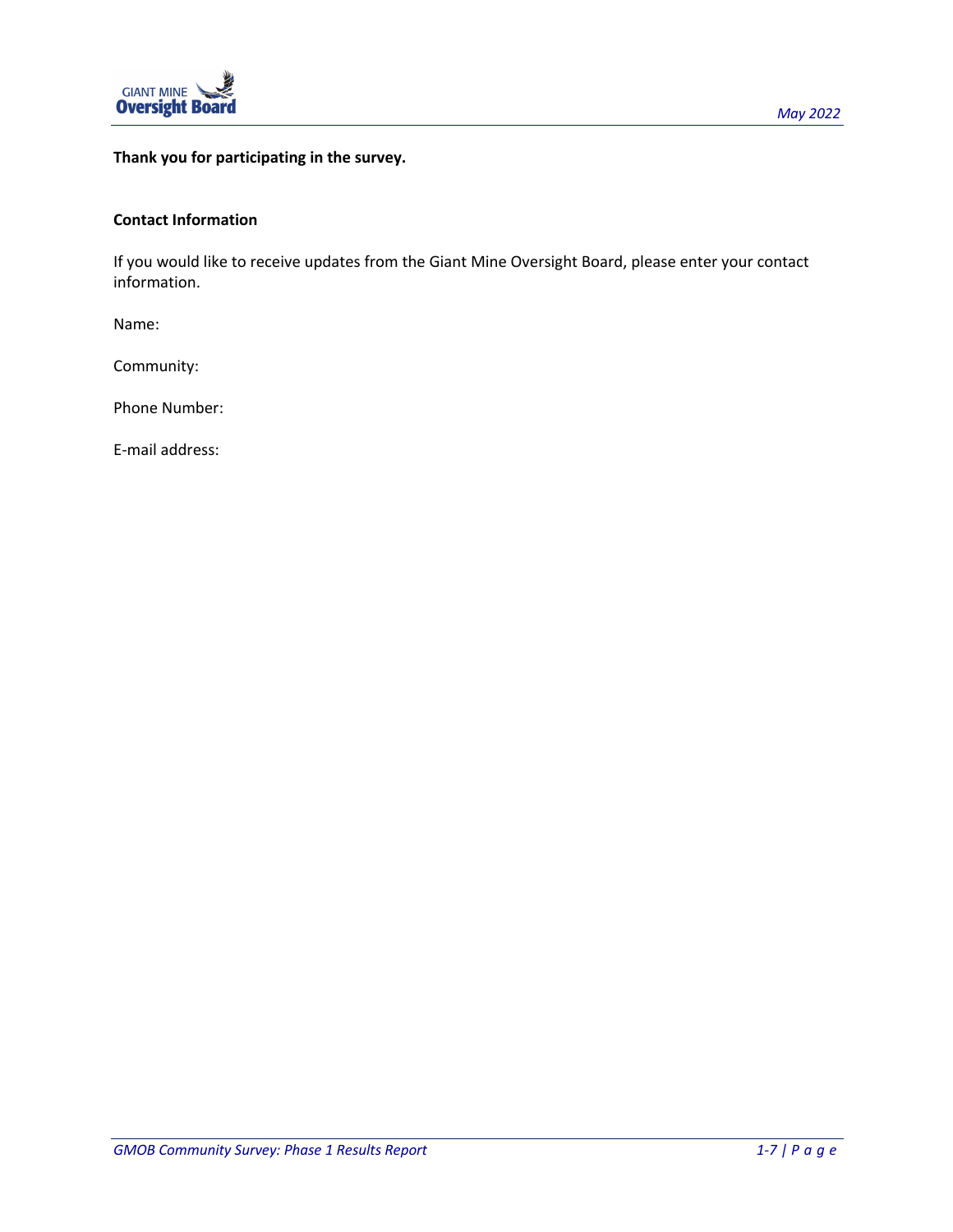**Thank you for participating in the survey.**

**Contact Information**

If you would like to receive updates from the Giant Mine Oversight Board, please enter your contact information.

Name:

Community:

Phone Number:

E-mail address: